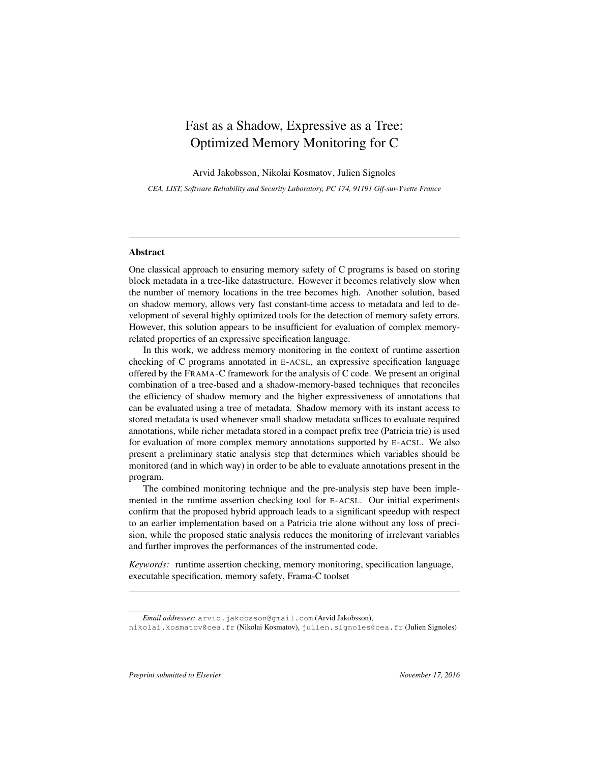# Fast as a Shadow, Expressive as a Tree: Optimized Memory Monitoring for C

Arvid Jakobsson, Nikolai Kosmatov, Julien Signoles

*CEA, LIST, Software Reliability and Security Laboratory, PC 174, 91191 Gif-sur-Yvette France*

---

## Abstract

One classical approach to ensuring memory safety of C programs is based on storing block metadata in a tree-like datastructure. However it becomes relatively slow when the number of memory locations in the tree becomes high. Another solution, based on shadow memory, allows very fast constant-time access to metadata and led to development of several highly optimized tools for the detection of memory safety errors. However, this solution appears to be insufficient for evaluation of complex memory-related properties of an expressive specification language.

In this work, we address memory monitoring in the context of runtime assertion checking of C programs annotated in E-ACSL, an expressive specification language offered by the FRAMA-C framework for the analysis of C code. We present an original combination of a tree-based and a shadow-memory-based techniques that reconciles the efficiency of shadow memory and the higher expressiveness of annotations that can be evaluated using a tree of metadata. Shadow memory with its instant access to stored metadata is used whenever small shadow metadata suffices to evaluate required annotations, while richer metadata stored in a compact prefix tree (Patricia trie) is used for evaluation of more complex memory annotations supported by E-ACSL. We also present a preliminary static analysis step that determines which variables should be monitored (and in which way) in order to be able to evaluate annotations present in the program.

The combined monitoring technique and the pre-analysis step have been implemented in the runtime assertion checking tool for E-ACSL. Our initial experiments confirm that the proposed hybrid approach leads to a significant speedup with respect to an earlier implementation based on a Patricia trie alone without any loss of precision, while the proposed static analysis reduces the monitoring of irrelevant variables and further improves the performances of the instrumented code.

*Keywords:* runtime assertion checking, memory monitoring, specification language, executable specification, memory safety, Frama-C toolset

---

*Email addresses:* arvid.jakobsson@gmail.com (Arvid Jakobsson), nikolai.kosmatov@cea.fr (Nikolai Kosmatov), julien.signoles@cea.fr (Julien Signoles)

*Preprint submitted to Elsevier* *November 17, 2016*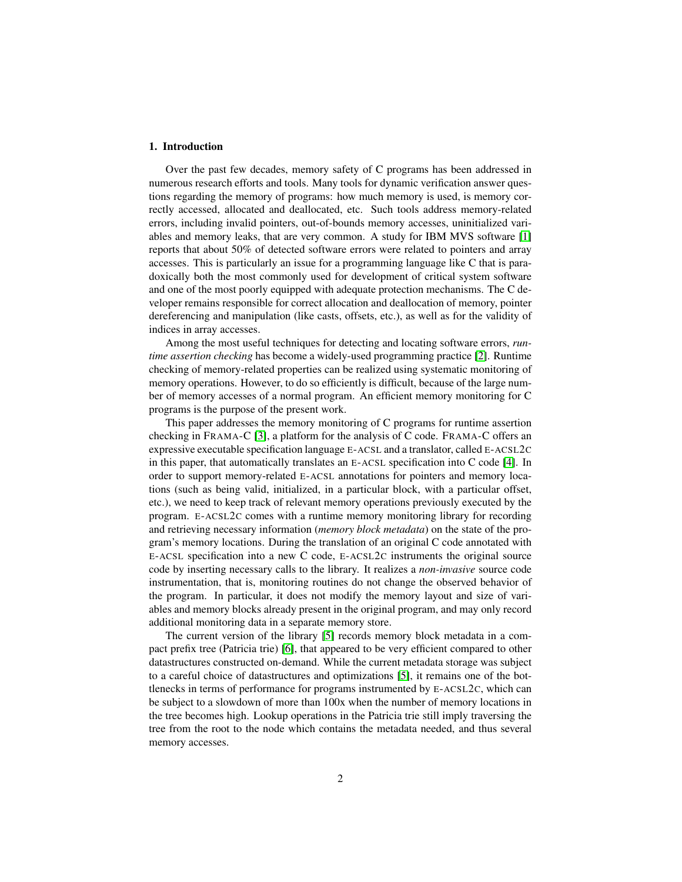## 1. Introduction

Over the past few decades, memory safety of C programs has been addressed in numerous research efforts and tools. Many tools for dynamic verification answer questions regarding the memory of programs: how much memory is used, is memory correctly accessed, allocated and deallocated, etc. Such tools address memory-related errors, including invalid pointers, out-of-bounds memory accesses, uninitialized variables and memory leaks, that are very common. A study for IBM MVS software [1] reports that about 50% of detected software errors were related to pointers and array accesses. This is particularly an issue for a programming language like C that is paradoxically both the most commonly used for development of critical system software and one of the most poorly equipped with adequate protection mechanisms. The C developer remains responsible for correct allocation and deallocation of memory, pointer dereferencing and manipulation (like casts, offsets, etc.), as well as for the validity of indices in array accesses.

Among the most useful techniques for detecting and locating software errors, *runtime assertion checking* has become a widely-used programming practice [2]. Runtime checking of memory-related properties can be realized using systematic monitoring of memory operations. However, to do so efficiently is difficult, because of the large number of memory accesses of a normal program. An efficient memory monitoring for C programs is the purpose of the present work.

This paper addresses the memory monitoring of C programs for runtime assertion checking in FRAMA-C [3], a platform for the analysis of C code. FRAMA-C offers an expressive executable specification language E-ACSL and a translator, called E-ACSL2C in this paper, that automatically translates an E-ACSL specification into C code [4]. In order to support memory-related E-ACSL annotations for pointers and memory locations (such as being valid, initialized, in a particular block, with a particular offset, etc.), we need to keep track of relevant memory operations previously executed by the program. E-ACSL2C comes with a runtime memory monitoring library for recording and retrieving necessary information (*memory block metadata*) on the state of the program's memory locations. During the translation of an original C code annotated with E-ACSL specification into a new C code, E-ACSL2C instruments the original source code by inserting necessary calls to the library. It realizes a *non-invasive* source code instrumentation, that is, monitoring routines do not change the observed behavior of the program. In particular, it does not modify the memory layout and size of variables and memory blocks already present in the original program, and may only record additional monitoring data in a separate memory store.

The current version of the library [5] records memory block metadata in a compact prefix tree (Patricia trie) [6], that appeared to be very efficient compared to other datastructures constructed on-demand. While the current metadata storage was subject to a careful choice of datastructures and optimizations [5], it remains one of the bottlenecks in terms of performance for programs instrumented by E-ACSL2C, which can be subject to a slowdown of more than 100x when the number of memory locations in the tree becomes high. Lookup operations in the Patricia trie still imply traversing the tree from the root to the node which contains the metadata needed, and thus several memory accesses.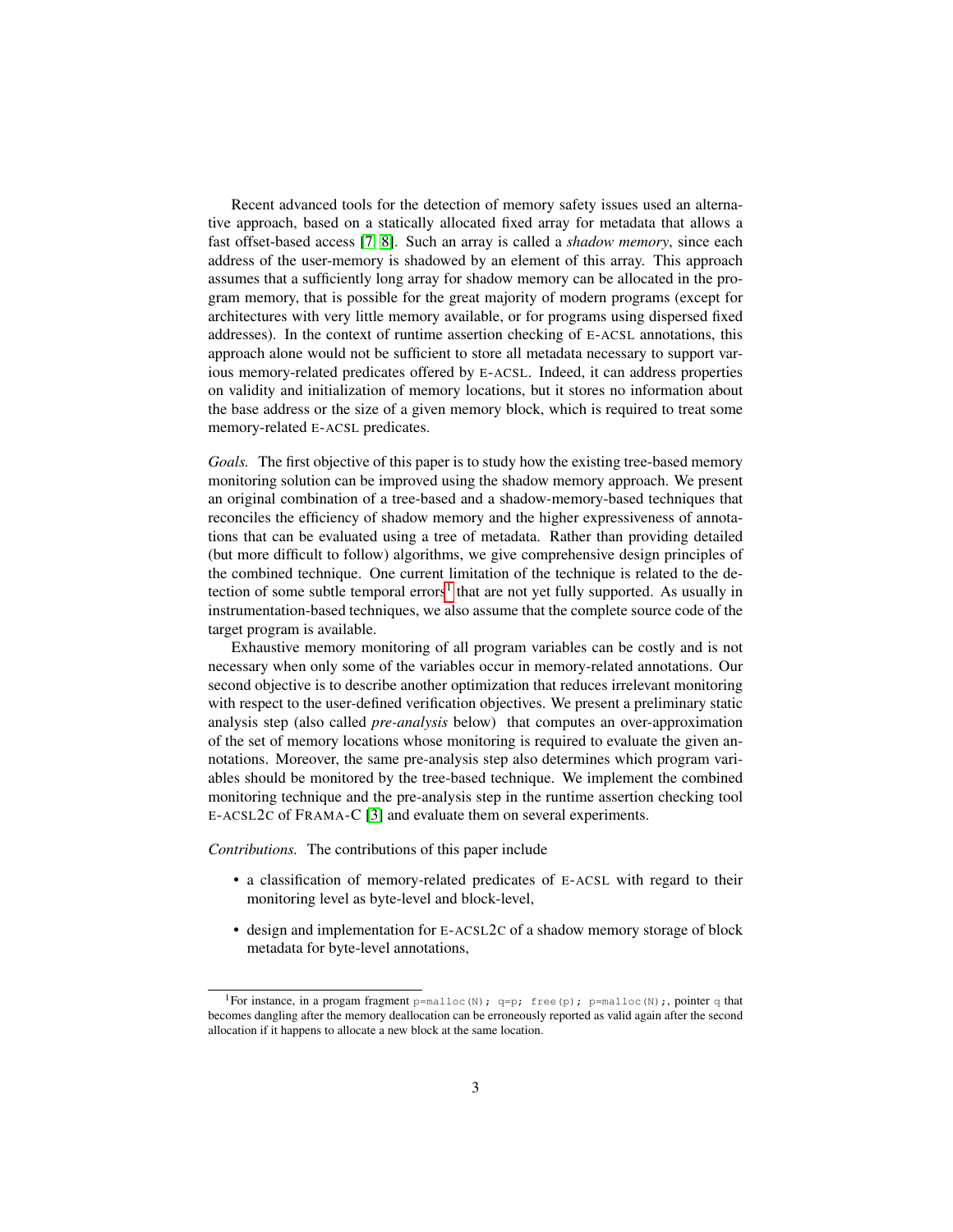Recent advanced tools for the detection of memory safety issues used an alternative approach, based on a statically allocated fixed array for metadata that allows a fast offset-based access [7, 8]. Such an array is called a *shadow memory*, since each address of the user-memory is shadowed by an element of this array. This approach assumes that a sufficiently long array for shadow memory can be allocated in the program memory, that is possible for the great majority of modern programs (except for architectures with very little memory available, or for programs using dispersed fixed addresses). In the context of runtime assertion checking of E-ACSL annotations, this approach alone would not be sufficient to store all metadata necessary to support various memory-related predicates offered by E-ACSL. Indeed, it can address properties on validity and initialization of memory locations, but it stores no information about the base address or the size of a given memory block, which is required to treat some memory-related E-ACSL predicates.

*Goals.* The first objective of this paper is to study how the existing tree-based memory monitoring solution can be improved using the shadow memory approach. We present an original combination of a tree-based and a shadow-memory-based techniques that reconciles the efficiency of shadow memory and the higher expressiveness of annotations that can be evaluated using a tree of metadata. Rather than providing detailed (but more difficult to follow) algorithms, we give comprehensive design principles of the combined technique. One current limitation of the technique is related to the detection of some subtle temporal errors[1] that are not yet fully supported. As usually in instrumentation-based techniques, we also assume that the complete source code of the target program is available.

Exhaustive memory monitoring of all program variables can be costly and is not necessary when only some of the variables occur in memory-related annotations. Our second objective is to describe another optimization that reduces irrelevant monitoring with respect to the user-defined verification objectives. We present a preliminary static analysis step (also called *pre-analysis* below) that computes an over-approximation of the set of memory locations whose monitoring is required to evaluate the given annotations. Moreover, the same pre-analysis step also determines which program variables should be monitored by the tree-based technique. We implement the combined monitoring technique and the pre-analysis step in the runtime assertion checking tool E-ACSL2C of FRAMA-C [3] and evaluate them on several experiments.

*Contributions.* The contributions of this paper include

- a classification of memory-related predicates of E-ACSL with regard to their monitoring level as byte-level and block-level,
- design and implementation for E-ACSL2C of a shadow memory storage of block metadata for byte-level annotations,

[1] For instance, in a progam fragment `p=malloc(N); q=p; free(p); p=malloc(N);`, pointer `q` that becomes dangling after the memory deallocation can be erroneously reported as valid again after the second allocation if it happens to allocate a new block at the same location.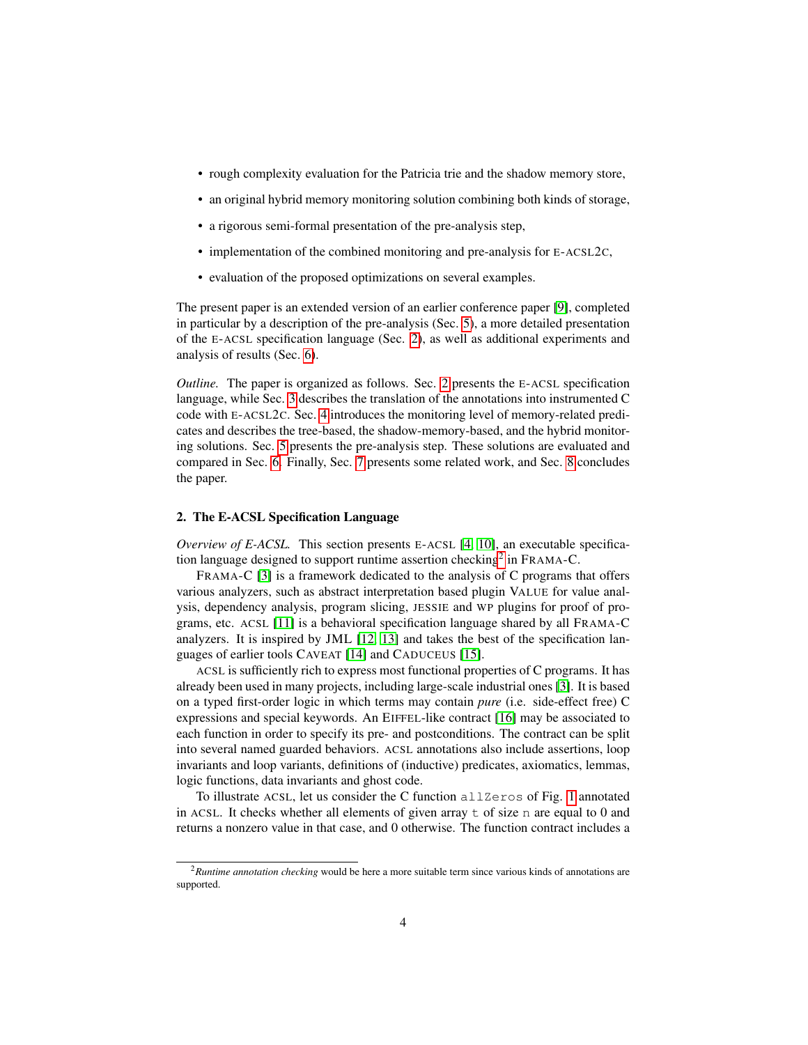- rough complexity evaluation for the Patricia trie and the shadow memory store,
- an original hybrid memory monitoring solution combining both kinds of storage,
- a rigorous semi-formal presentation of the pre-analysis step,
- implementation of the combined monitoring and pre-analysis for E-ACSL2C,
- evaluation of the proposed optimizations on several examples.

The present paper is an extended version of an earlier conference paper [9], completed in particular by a description of the pre-analysis (Sec. 5), a more detailed presentation of the E-ACSL specification language (Sec. 2), as well as additional experiments and analysis of results (Sec. 6).

*Outline.* The paper is organized as follows. Sec. 2 presents the E-ACSL specification language, while Sec. 3 describes the translation of the annotations into instrumented C code with E-ACSL2C. Sec. 4 introduces the monitoring level of memory-related predicates and describes the tree-based, the shadow-memory-based, and the hybrid monitoring solutions. Sec. 5 presents the pre-analysis step. These solutions are evaluated and compared in Sec. 6. Finally, Sec. 7 presents some related work, and Sec. 8 concludes the paper.

## 2. The E-ACSL Specification Language

*Overview of E-ACSL.* This section presents E-ACSL [4, 10], an executable specification language designed to support runtime assertion checking[2] in FRAMA-C.

FRAMA-C [3] is a framework dedicated to the analysis of C programs that offers various analyzers, such as abstract interpretation based plugin VALUE for value analysis, dependency analysis, program slicing, JESSIE and WP plugins for proof of programs, etc. ACSL [11] is a behavioral specification language shared by all FRAMA-C analyzers. It is inspired by JML [12, 13] and takes the best of the specification languages of earlier tools CAVEAT [14] and CADUCEUS [15].

ACSL is sufficiently rich to express most functional properties of C programs. It has already been used in many projects, including large-scale industrial ones [3]. It is based on a typed first-order logic in which terms may contain *pure* (i.e. side-effect free) C expressions and special keywords. An EIFFEL-like contract [16] may be associated to each function in order to specify its pre- and postconditions. The contract can be split into several named guarded behaviors. ACSL annotations also include assertions, loop invariants and loop variants, definitions of (inductive) predicates, axiomatics, lemmas, logic functions, data invariants and ghost code.

To illustrate ACSL, let us consider the C function `allZeros` of Fig. 1 annotated in ACSL. It checks whether all elements of given array `t` of size `n` are equal to 0 and returns a nonzero value in that case, and 0 otherwise. The function contract includes a

[2] *Runtime annotation checking* would be here a more suitable term since various kinds of annotations are supported.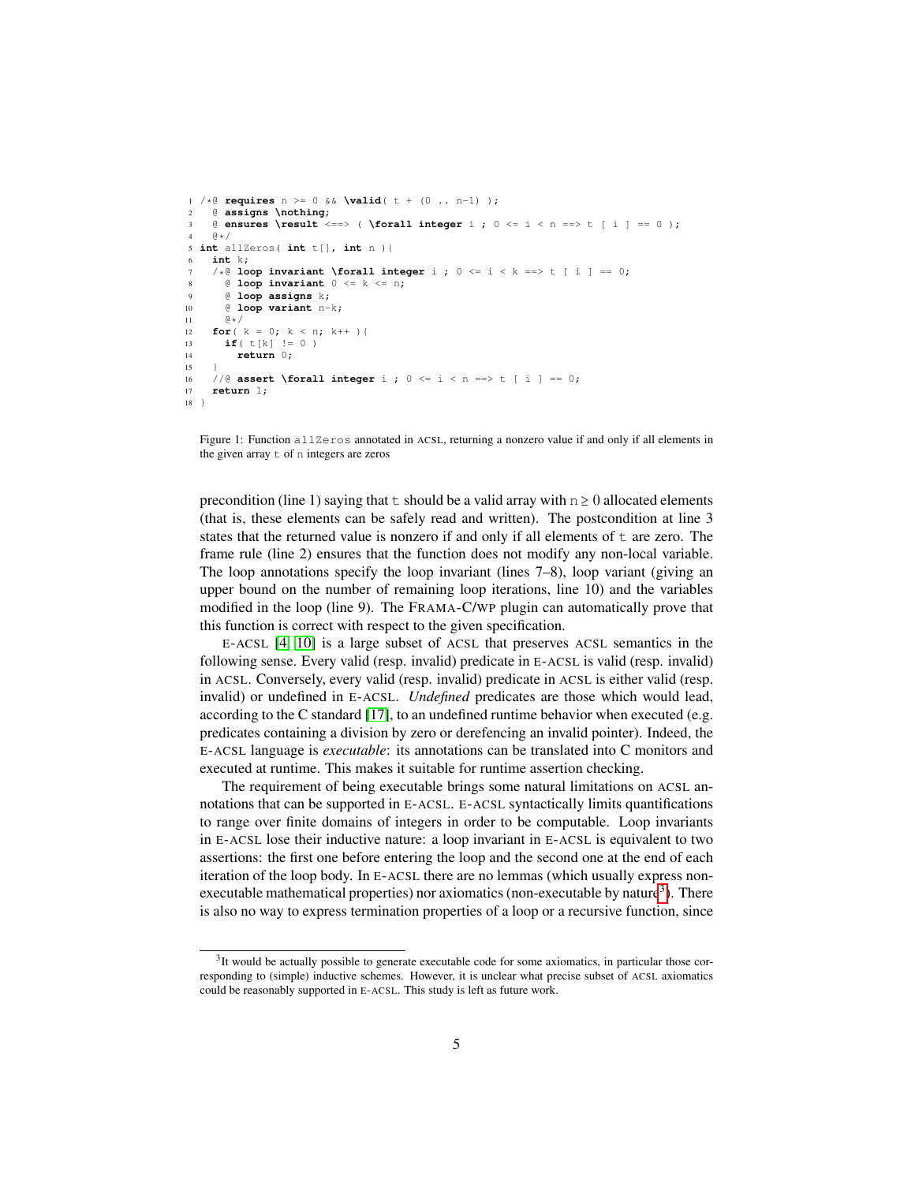```
1  /*@ requires n >= 0 && \valid( t + (0 .. n-1) );
2    @ assigns \nothing;
3    @ ensures \result <==> ( \forall integer i ; 0 <= i < n ==> t [ i ] == 0 );
4    @*/
5  int allZeros( int t[], int n ){
6    int k;
7    /*@ loop invariant \forall integer i ; 0 <= i < k ==> t [ i ] == 0;
8      @ loop invariant 0 <= k <= n;
9      @ loop assigns k;
10     @ loop variant n-k;
11     @*/
12   for( k = 0; k < n; k++ ){
13     if( t[k] != 0 )
14       return 0;
15   }
16   //@ assert \forall integer i ; 0 <= i < n ==> t [ i ] == 0;
17   return 1;
18 }
```

Figure 1: Function `allZeros` annotated in ACSL, returning a nonzero value if and only if all elements in the given array `t` of `n` integers are zeros

precondition (line 1) saying that `t` should be a valid array with $n \geq 0$ allocated elements (that is, these elements can be safely read and written). The postcondition at line 3 states that the returned value is nonzero if and only if all elements of `t` are zero. The frame rule (line 2) ensures that the function does not modify any non-local variable. The loop annotations specify the loop invariant (lines 7–8), loop variant (giving an upper bound on the number of remaining loop iterations, line 10) and the variables modified in the loop (line 9). The FRAMA-C/WP plugin can automatically prove that this function is correct with respect to the given specification.

E-ACSL [4, 10] is a large subset of ACSL that preserves ACSL semantics in the following sense. Every valid (resp. invalid) predicate in E-ACSL is valid (resp. invalid) in ACSL. Conversely, every valid (resp. invalid) predicate in ACSL is either valid (resp. invalid) or undefined in E-ACSL. *Undefined* predicates are those which would lead, according to the C standard [17], to an undefined runtime behavior when executed (e.g. predicates containing a division by zero or derefencing an invalid pointer). Indeed, the E-ACSL language is *executable*: its annotations can be translated into C monitors and executed at runtime. This makes it suitable for runtime assertion checking.

The requirement of being executable brings some natural limitations on ACSL annotations that can be supported in E-ACSL. E-ACSL syntactically limits quantifications to range over finite domains of integers in order to be computable. Loop invariants in E-ACSL lose their inductive nature: a loop invariant in E-ACSL is equivalent to two assertions: the first one before entering the loop and the second one at the end of each iteration of the loop body. In E-ACSL there are no lemmas (which usually express non-executable mathematical properties) nor axiomatics (non-executable by nature[3]). There is also no way to express termination properties of a loop or a recursive function, since

[3]It would be actually possible to generate executable code for some axiomatics, in particular those corresponding to (simple) inductive schemes. However, it is unclear what precise subset of ACSL axiomatics could be reasonably supported in E-ACSL. This study is left as future work.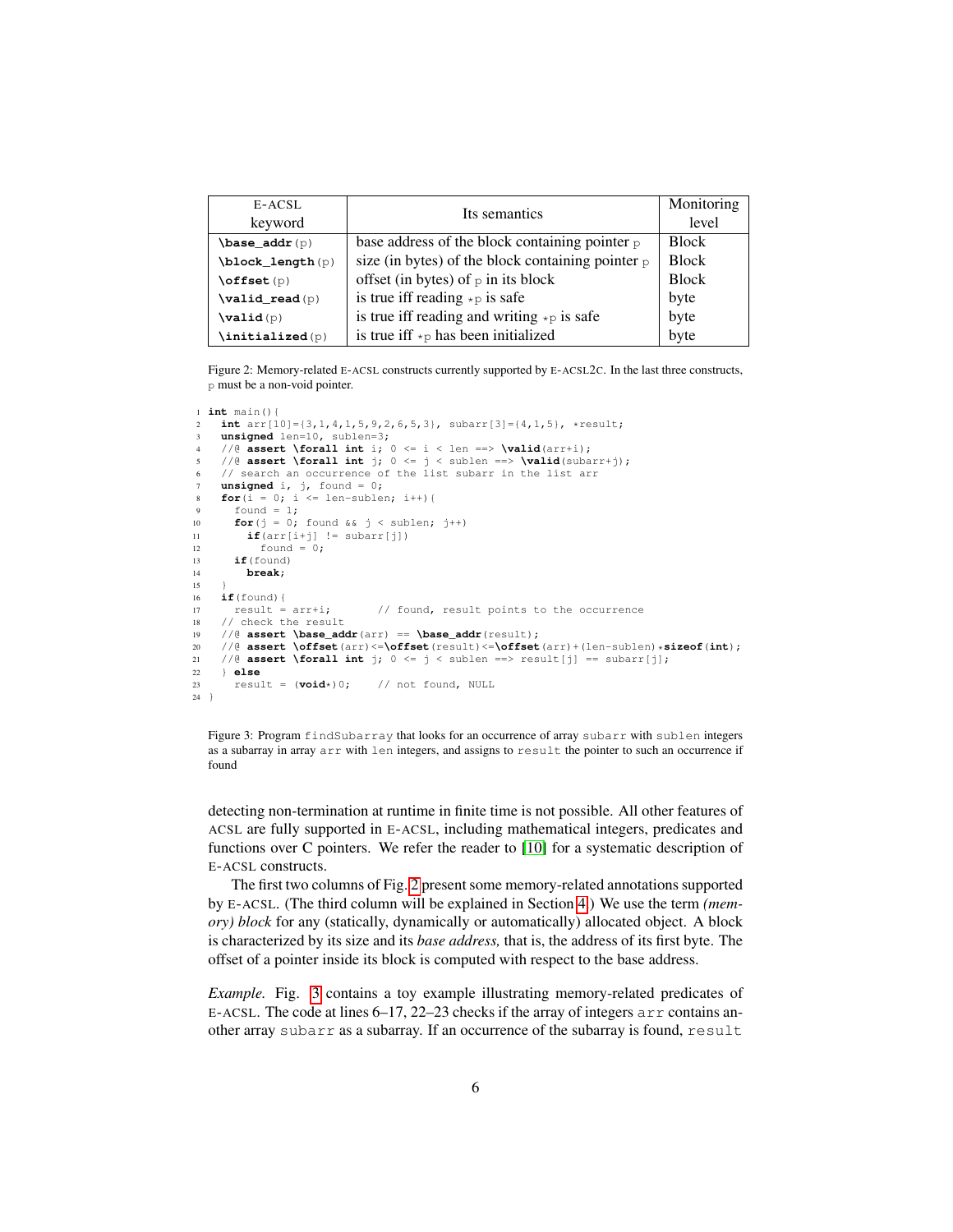| E-ACSL keyword | Its semantics | Monitoring level |
|---|---|---|
| `\base_addr(p)` | base address of the block containing pointer `p` | Block |
| `\block_length(p)` | size (in bytes) of the block containing pointer `p` | Block |
| `\offset(p)` | offset (in bytes) of `p` in its block | Block |
| `\valid_read(p)` | is true iff reading `*p` is safe | byte |
| `\valid(p)` | is true iff reading and writing `*p` is safe | byte |
| `\initialized(p)` | is true iff `*p` has been initialized | byte |

Figure 2: Memory-related E-ACSL constructs currently supported by E-ACSL2C. In the last three constructs, `p` must be a non-void pointer.

```
1  int main(){
2    int arr[10]={3,1,4,1,5,9,2,6,5,3}, subarr[3]={4,1,5}, *result;
3    unsigned len=10, sublen=3;
4    //@ assert \forall int i; 0 <= i < len ==> \valid(arr+i);
5    //@ assert \forall int j; 0 <= j < sublen ==> \valid(subarr+j);
6    // search an occurrence of the list subarr in the list arr
7    unsigned i, j, found = 0;
8    for(i = 0; i <= len-sublen; i++){
9      found = 1;
10     for(j = 0; found && j < sublen; j++)
11       if(arr[i+j] != subarr[j])
12         found = 0;
13     if(found)
14       break;
15   }
16   if(found){
17     result = arr+i;       // found, result points to the occurrence
18   // check the result
19   //@ assert \base_addr(arr) == \base_addr(result);
20   //@ assert \offset(arr)<=\offset(result)<=\offset(arr)+(len-sublen)*sizeof(int);
21   //@ assert \forall int j; 0 <= j < sublen ==> result[j] == subarr[j];
22   } else
23     result = (void*)0;    // not found, NULL
24 }
```

Figure 3: Program `findSubarray` that looks for an occurrence of array `subarr` with `sublen` integers as a subarray in array `arr` with `len` integers, and assigns to `result` the pointer to such an occurrence if found

detecting non-termination at runtime in finite time is not possible. All other features of ACSL are fully supported in E-ACSL, including mathematical integers, predicates and functions over C pointers. We refer the reader to [10] for a systematic description of E-ACSL constructs.

The first two columns of Fig. 2 present some memory-related annotations supported by E-ACSL. (The third column will be explained in Section 4.) We use the term *(memory) block* for any (statically, dynamically or automatically) allocated object. A block is characterized by its size and its *base address,* that is, the address of its first byte. The offset of a pointer inside its block is computed with respect to the base address.

*Example.* Fig. 3 contains a toy example illustrating memory-related predicates of E-ACSL. The code at lines 6–17, 22–23 checks if the array of integers `arr` contains another array `subarr` as a subarray. If an occurrence of the subarray is found, `result`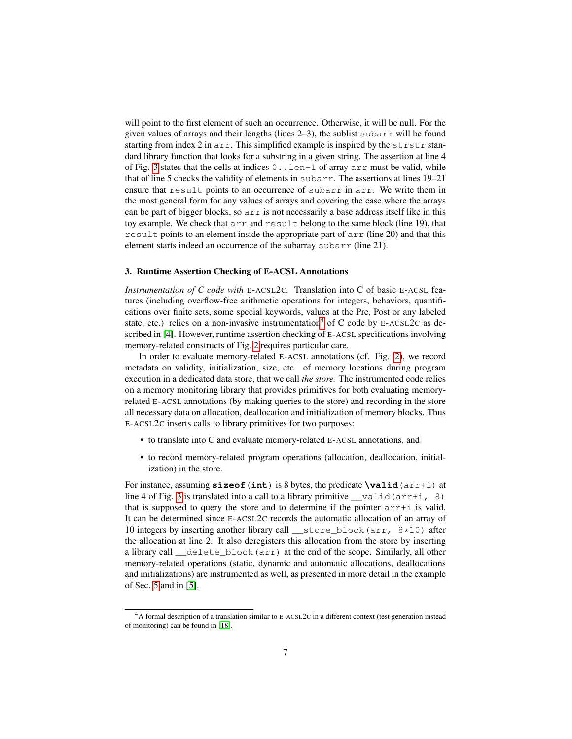will point to the first element of such an occurrence. Otherwise, it will be null. For the given values of arrays and their lengths (lines 2–3), the sublist `subarr` will be found starting from index 2 in `arr`. This simplified example is inspired by the `strstr` standard library function that looks for a substring in a given string. The assertion at line 4 of Fig. 3 states that the cells at indices `0..len-1` of array `arr` must be valid, while that of line 5 checks the validity of elements in `subarr`. The assertions at lines 19–21 ensure that `result` points to an occurrence of `subarr` in `arr`. We write them in the most general form for any values of arrays and covering the case where the arrays can be part of bigger blocks, so `arr` is not necessarily a base address itself like in this toy example. We check that `arr` and `result` belong to the same block (line 19), that `result` points to an element inside the appropriate part of `arr` (line 20) and that this element starts indeed an occurrence of the subarray `subarr` (line 21).

### 3. Runtime Assertion Checking of E-ACSL Annotations

*Instrumentation of C code with* E-ACSL2C. Translation into C of basic E-ACSL features (including overflow-free arithmetic operations for integers, behaviors, quantifications over finite sets, some special keywords, values at the Pre, Post or any labeled state, etc.) relies on a non-invasive instrumentation[4] of C code by E-ACSL2C as described in [4]. However, runtime assertion checking of E-ACSL specifications involving memory-related constructs of Fig. 2 requires particular care.

In order to evaluate memory-related E-ACSL annotations (cf. Fig. 2), we record metadata on validity, initialization, size, etc. of memory locations during program execution in a dedicated data store, that we call *the store.* The instrumented code relies on a memory monitoring library that provides primitives for both evaluating memory-related E-ACSL annotations (by making queries to the store) and recording in the store all necessary data on allocation, deallocation and initialization of memory blocks. Thus E-ACSL2C inserts calls to library primitives for two purposes:

- to translate into C and evaluate memory-related E-ACSL annotations, and
- to record memory-related program operations (allocation, deallocation, initialization) in the store.

For instance, assuming **`sizeof`**`(`**`int`**`)` is 8 bytes, the predicate **`\valid`**`(arr+i)` at line 4 of Fig. 3 is translated into a call to a library primitive `__valid(arr+i, 8)` that is supposed to query the store and to determine if the pointer `arr+i` is valid. It can be determined since E-ACSL2C records the automatic allocation of an array of 10 integers by inserting another library call `__store_block(arr, 8*10)` after the allocation at line 2. It also deregisters this allocation from the store by inserting a library call `__delete_block(arr)` at the end of the scope. Similarly, all other memory-related operations (static, dynamic and automatic allocations, deallocations and initializations) are instrumented as well, as presented in more detail in the example of Sec. 5 and in [5].

[4]A formal description of a translation similar to E-ACSL2C in a different context (test generation instead of monitoring) can be found in [18].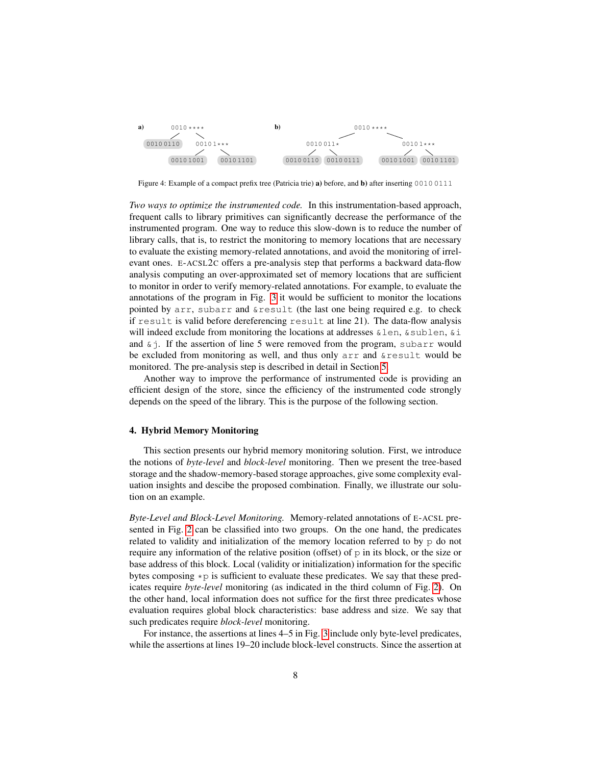Figure 4: Example of a compact prefix tree (Patricia trie) **a)** before, and **b)** after inserting `0010 0111`

*Two ways to optimize the instrumented code.* In this instrumentation-based approach, frequent calls to library primitives can significantly decrease the performance of the instrumented program. One way to reduce this slow-down is to reduce the number of library calls, that is, to restrict the monitoring to memory locations that are necessary to evaluate the existing memory-related annotations, and avoid the monitoring of irrelevant ones. E-ACSL2C offers a pre-analysis step that performs a backward data-flow analysis computing an over-approximated set of memory locations that are sufficient to monitor in order to verify memory-related annotations. For example, to evaluate the annotations of the program in Fig. 3 it would be sufficient to monitor the locations pointed by `arr`, `subarr` and `&result` (the last one being required e.g. to check if `result` is valid before dereferencing `result` at line 21). The data-flow analysis will indeed exclude from monitoring the locations at addresses `&len`, `&sublen`, `&i` and `&j`. If the assertion of line 5 were removed from the program, `subarr` would be excluded from monitoring as well, and thus only `arr` and `&result` would be monitored. The pre-analysis step is described in detail in Section 5.

Another way to improve the performance of instrumented code is providing an efficient design of the store, since the efficiency of the instrumented code strongly depends on the speed of the library. This is the purpose of the following section.

## 4. Hybrid Memory Monitoring

This section presents our hybrid memory monitoring solution. First, we introduce the notions of *byte-level* and *block-level* monitoring. Then we present the tree-based storage and the shadow-memory-based storage approaches, give some complexity evaluation insights and descibe the proposed combination. Finally, we illustrate our solution on an example.

*Byte-Level and Block-Level Monitoring.* Memory-related annotations of E-ACSL presented in Fig. 2 can be classified into two groups. On the one hand, the predicates related to validity and initialization of the memory location referred to by `p` do not require any information of the relative position (offset) of `p` in its block, or the size or base address of this block. Local (validity or initialization) information for the specific bytes composing `*p` is sufficient to evaluate these predicates. We say that these predicates require *byte-level* monitoring (as indicated in the third column of Fig. 2). On the other hand, local information does not suffice for the first three predicates whose evaluation requires global block characteristics: base address and size. We say that such predicates require *block-level* monitoring.

For instance, the assertions at lines 4–5 in Fig. 3 include only byte-level predicates, while the assertions at lines 19–20 include block-level constructs. Since the assertion at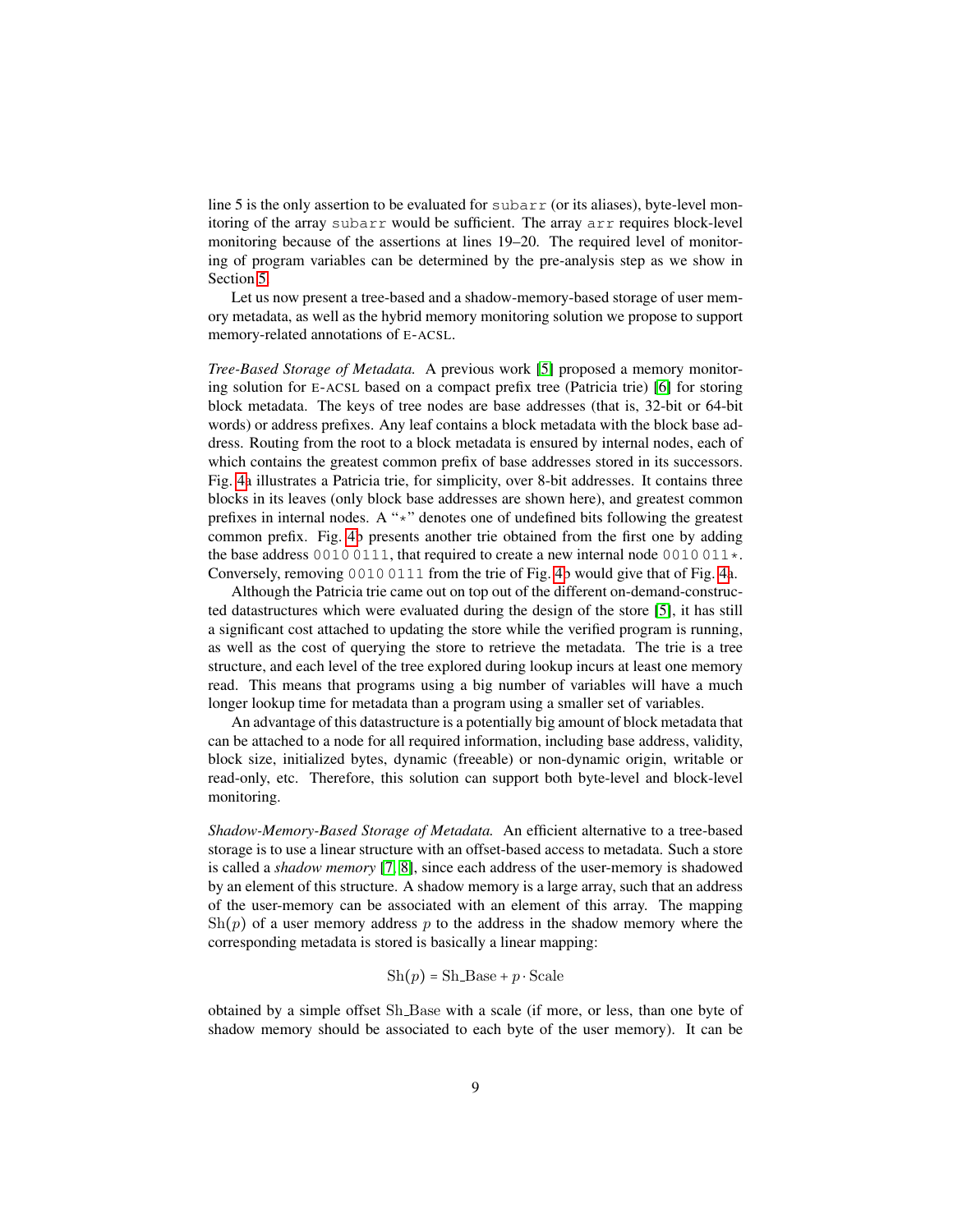line 5 is the only assertion to be evaluated for `subarr` (or its aliases), byte-level monitoring of the array `subarr` would be sufficient. The array `arr` requires block-level monitoring because of the assertions at lines 19–20. The required level of monitoring of program variables can be determined by the pre-analysis step as we show in Section 5.

Let us now present a tree-based and a shadow-memory-based storage of user memory metadata, as well as the hybrid memory monitoring solution we propose to support memory-related annotations of E-ACSL.

*Tree-Based Storage of Metadata.* A previous work [5] proposed a memory monitoring solution for E-ACSL based on a compact prefix tree (Patricia trie) [6] for storing block metadata. The keys of tree nodes are base addresses (that is, 32-bit or 64-bit words) or address prefixes. Any leaf contains a block metadata with the block base address. Routing from the root to a block metadata is ensured by internal nodes, each of which contains the greatest common prefix of base addresses stored in its successors. Fig. 4a illustrates a Patricia trie, for simplicity, over 8-bit addresses. It contains three blocks in its leaves (only block base addresses are shown here), and greatest common prefixes in internal nodes. A "*" denotes one of undefined bits following the greatest common prefix. Fig. 4b presents another trie obtained from the first one by adding the base address `0010 0111`, that required to create a new internal node `0010 011*`. Conversely, removing `0010 0111` from the trie of Fig. 4b would give that of Fig. 4a.

Although the Patricia trie came out on top out of the different on-demand-constructed datastructures which were evaluated during the design of the store [5], it has still a significant cost attached to updating the store while the verified program is running, as well as the cost of querying the store to retrieve the metadata. The trie is a tree structure, and each level of the tree explored during lookup incurs at least one memory read. This means that programs using a big number of variables will have a much longer lookup time for metadata than a program using a smaller set of variables.

An advantage of this datastructure is a potentially big amount of block metadata that can be attached to a node for all required information, including base address, validity, block size, initialized bytes, dynamic (freeable) or non-dynamic origin, writable or read-only, etc. Therefore, this solution can support both byte-level and block-level monitoring.

*Shadow-Memory-Based Storage of Metadata.* An efficient alternative to a tree-based storage is to use a linear structure with an offset-based access to metadata. Such a store is called a *shadow memory* [7, 8], since each address of the user-memory is shadowed by an element of this structure. A shadow memory is a large array, such that an address of the user-memory can be associated with an element of this array. The mapping $\mathrm{Sh}(p)$ of a user memory address $p$ to the address in the shadow memory where the corresponding metadata is stored is basically a linear mapping:

$$\mathrm{Sh}(p) = \mathrm{Sh\_Base} + p \cdot \mathrm{Scale}$$

obtained by a simple offset $\mathrm{Sh\_Base}$ with a scale (if more, or less, than one byte of shadow memory should be associated to each byte of the user memory). It can be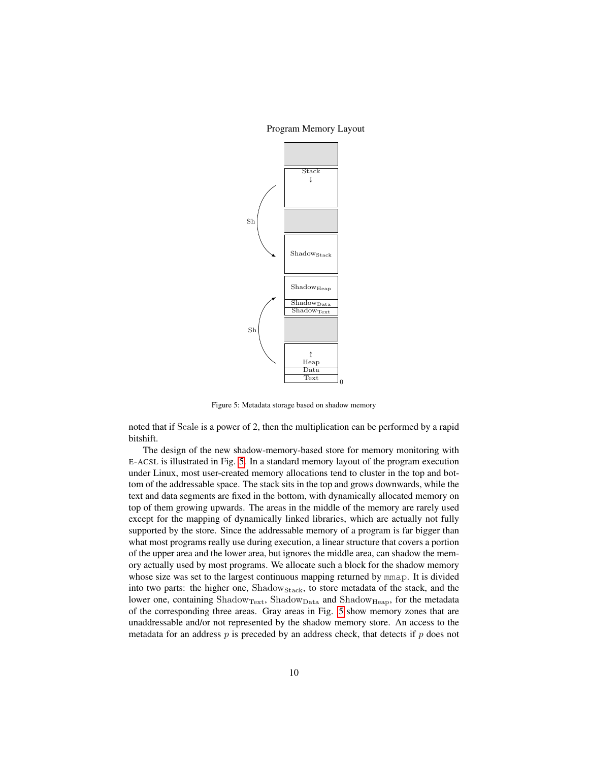Program Memory Layout

| |
|---|
| |
| Stack ↓ |
| |
| $\text{Shadow}_{\text{Stack}}$ |
| $\text{Shadow}_{\text{Heap}}$ |
| $\text{Shadow}_{\text{Data}}$ |
| $\text{Shadow}_{\text{Text}}$ |
| |
| ↑ Heap |
| Data |
| Text |

Sh (Stack → $\text{Shadow}_{\text{Stack}}$); Sh (Heap/Data/Text → $\text{Shadow}_{\text{Heap}}$/$\text{Shadow}_{\text{Data}}$/$\text{Shadow}_{\text{Text}}$); 0

Figure 5: Metadata storage based on shadow memory

noted that if Scale is a power of 2, then the multiplication can be performed by a rapid bitshift.

The design of the new shadow-memory-based store for memory monitoring with E-ACSL is illustrated in Fig. 5. In a standard memory layout of the program execution under Linux, most user-created memory allocations tend to cluster in the top and bottom of the addressable space. The stack sits in the top and grows downwards, while the text and data segments are fixed in the bottom, with dynamically allocated memory on top of them growing upwards. The areas in the middle of the memory are rarely used except for the mapping of dynamically linked libraries, which are actually not fully supported by the store. Since the addressable memory of a program is far bigger than what most programs really use during execution, a linear structure that covers a portion of the upper area and the lower area, but ignores the middle area, can shadow the memory actually used by most programs. We allocate such a block for the shadow memory whose size was set to the largest continuous mapping returned by `mmap`. It is divided into two parts: the higher one, $\text{Shadow}_{\text{Stack}}$, to store metadata of the stack, and the lower one, containing $\text{Shadow}_{\text{Text}}$, $\text{Shadow}_{\text{Data}}$ and $\text{Shadow}_{\text{Heap}}$, for the metadata of the corresponding three areas. Gray areas in Fig. 5 show memory zones that are unaddressable and/or not represented by the shadow memory store. An access to the metadata for an address $p$ is preceded by an address check, that detects if $p$ does not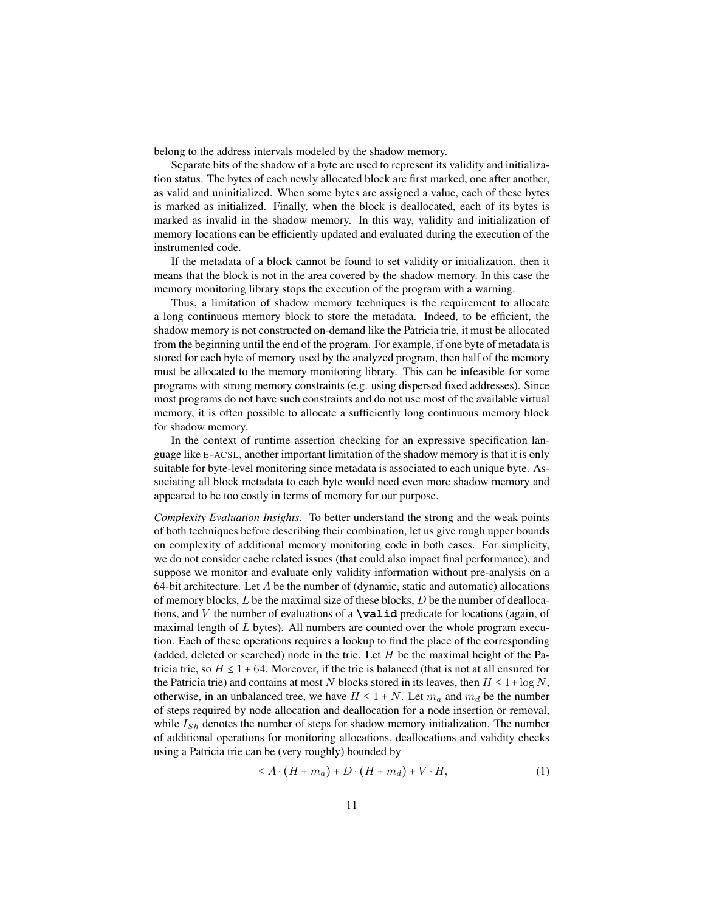belong to the address intervals modeled by the shadow memory.

Separate bits of the shadow of a byte are used to represent its validity and initialization status. The bytes of each newly allocated block are first marked, one after another, as valid and uninitialized. When some bytes are assigned a value, each of these bytes is marked as initialized. Finally, when the block is deallocated, each of its bytes is marked as invalid in the shadow memory. In this way, validity and initialization of memory locations can be efficiently updated and evaluated during the execution of the instrumented code.

If the metadata of a block cannot be found to set validity or initialization, then it means that the block is not in the area covered by the shadow memory. In this case the memory monitoring library stops the execution of the program with a warning.

Thus, a limitation of shadow memory techniques is the requirement to allocate a long continuous memory block to store the metadata. Indeed, to be efficient, the shadow memory is not constructed on-demand like the Patricia trie, it must be allocated from the beginning until the end of the program. For example, if one byte of metadata is stored for each byte of memory used by the analyzed program, then half of the memory must be allocated to the memory monitoring library. This can be infeasible for some programs with strong memory constraints (e.g. using dispersed fixed addresses). Since most programs do not have such constraints and do not use most of the available virtual memory, it is often possible to allocate a sufficiently long continuous memory block for shadow memory.

In the context of runtime assertion checking for an expressive specification language like E-ACSL, another important limitation of the shadow memory is that it is only suitable for byte-level monitoring since metadata is associated to each unique byte. Associating all block metadata to each byte would need even more shadow memory and appeared to be too costly in terms of memory for our purpose.

*Complexity Evaluation Insights.* To better understand the strong and the weak points of both techniques before describing their combination, let us give rough upper bounds on complexity of additional memory monitoring code in both cases. For simplicity, we do not consider cache related issues (that could also impact final performance), and suppose we monitor and evaluate only validity information without pre-analysis on a 64-bit architecture. Let $A$ be the number of (dynamic, static and automatic) allocations of memory blocks, $L$ be the maximal size of these blocks, $D$ be the number of deallocations, and $V$ the number of evaluations of a **`\valid`** predicate for locations (again, of maximal length of $L$ bytes). All numbers are counted over the whole program execution. Each of these operations requires a lookup to find the place of the corresponding (added, deleted or searched) node in the trie. Let $H$ be the maximal height of the Patricia trie, so $H \leq 1 + 64$. Moreover, if the trie is balanced (that is not at all ensured for the Patricia trie) and contains at most $N$ blocks stored in its leaves, then $H \leq 1 + \log N$, otherwise, in an unbalanced tree, we have $H \leq 1 + N$. Let $m_a$ and $m_d$ be the number of steps required by node allocation and deallocation for a node insertion or removal, while $I_{Sh}$ denotes the number of steps for shadow memory initialization. The number of additional operations for monitoring allocations, deallocations and validity checks using a Patricia trie can be (very roughly) bounded by

$$\leq A \cdot (H + m_a) + D \cdot (H + m_d) + V \cdot H, \tag{1}$$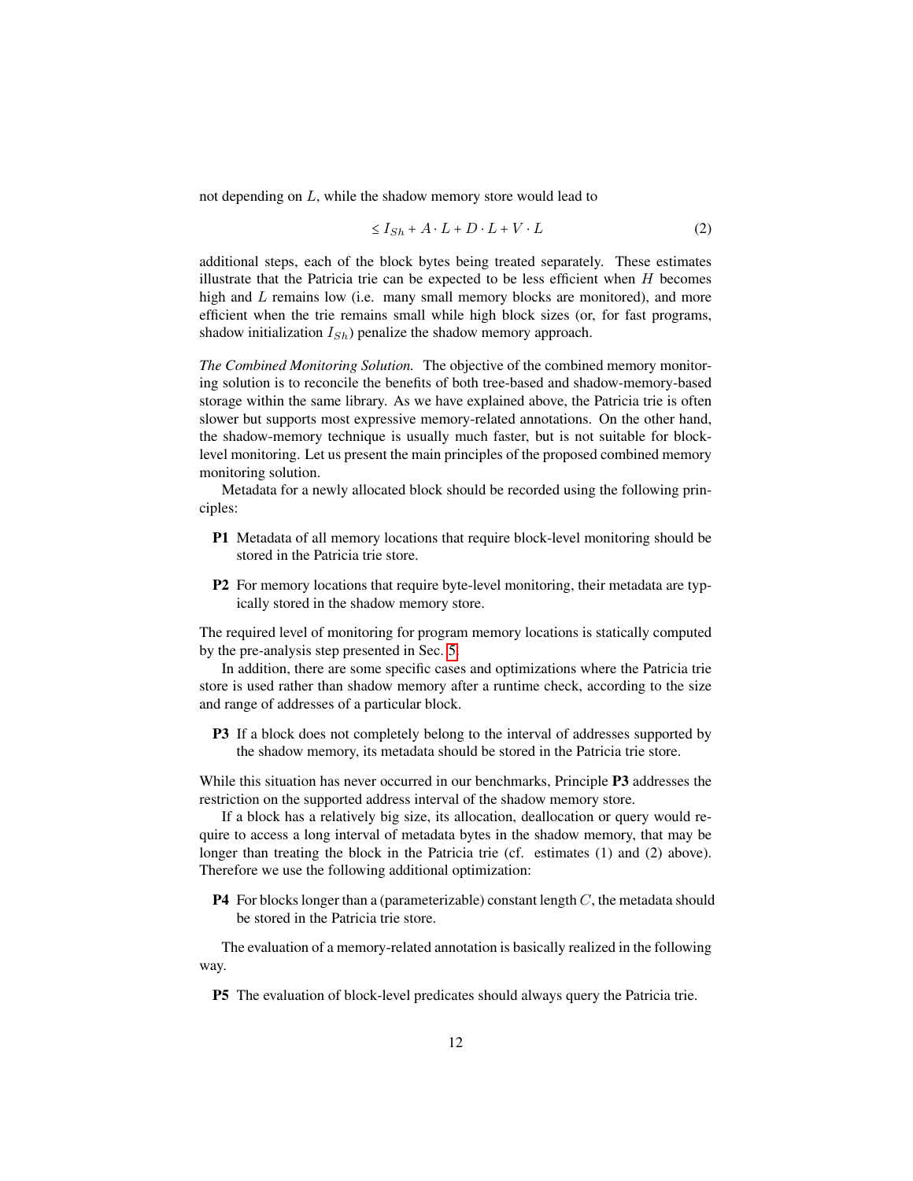not depending on $L$, while the shadow memory store would lead to

$$\leq I_{Sh} + A \cdot L + D \cdot L + V \cdot L \tag{2}$$

additional steps, each of the block bytes being treated separately. These estimates illustrate that the Patricia trie can be expected to be less efficient when $H$ becomes high and $L$ remains low (i.e. many small memory blocks are monitored), and more efficient when the trie remains small while high block sizes (or, for fast programs, shadow initialization $I_{Sh}$) penalize the shadow memory approach.

*The Combined Monitoring Solution.* The objective of the combined memory monitoring solution is to reconcile the benefits of both tree-based and shadow-memory-based storage within the same library. As we have explained above, the Patricia trie is often slower but supports most expressive memory-related annotations. On the other hand, the shadow-memory technique is usually much faster, but is not suitable for block-level monitoring. Let us present the main principles of the proposed combined memory monitoring solution.

Metadata for a newly allocated block should be recorded using the following principles:

- **P1** Metadata of all memory locations that require block-level monitoring should be stored in the Patricia trie store.
- **P2** For memory locations that require byte-level monitoring, their metadata are typically stored in the shadow memory store.

The required level of monitoring for program memory locations is statically computed by the pre-analysis step presented in Sec. 5.

In addition, there are some specific cases and optimizations where the Patricia trie store is used rather than shadow memory after a runtime check, according to the size and range of addresses of a particular block.

- **P3** If a block does not completely belong to the interval of addresses supported by the shadow memory, its metadata should be stored in the Patricia trie store.

While this situation has never occurred in our benchmarks, Principle **P3** addresses the restriction on the supported address interval of the shadow memory store.

If a block has a relatively big size, its allocation, deallocation or query would require to access a long interval of metadata bytes in the shadow memory, that may be longer than treating the block in the Patricia trie (cf. estimates (1) and (2) above). Therefore we use the following additional optimization:

- **P4** For blocks longer than a (parameterizable) constant length $C$, the metadata should be stored in the Patricia trie store.

The evaluation of a memory-related annotation is basically realized in the following way.

- **P5** The evaluation of block-level predicates should always query the Patricia trie.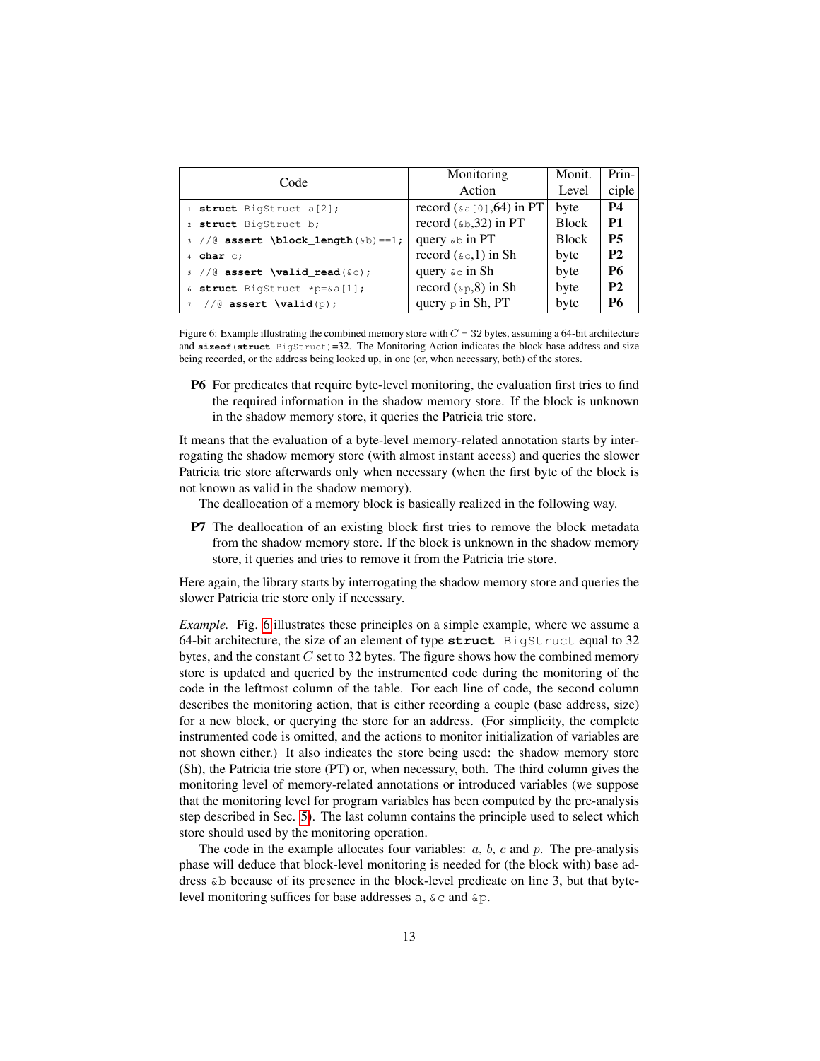| Code | Monitoring Action | Monit. Level | Principle |
|---|---|---|---|
| 1 `struct BigStruct a[2];` | record (`&a[0]`,64) in PT | byte | **P4** |
| 2 `struct BigStruct b;` | record (`&b`,32) in PT | Block | **P1** |
| 3 `//@ assert \block_length(&b)==1;` | query `&b` in PT | Block | **P5** |
| 4 `char c;` | record (`&c`,1) in Sh | byte | **P2** |
| 5 `//@ assert \valid_read(&c);` | query `&c` in Sh | byte | **P6** |
| 6 `struct BigStruct *p=&a[1];` | record (`&p`,8) in Sh | byte | **P2** |
| 7. `//@ assert \valid(p);` | query `p` in Sh, PT | byte | **P6** |

Figure 6: Example illustrating the combined memory store with $C = 32$ bytes, assuming a 64-bit architecture and **`sizeof`**`(`**`struct`** `BigStruct)=32`. The Monitoring Action indicates the block base address and size being recorded, or the address being looked up, in one (or, when necessary, both) of the stores.

**P6** For predicates that require byte-level monitoring, the evaluation first tries to find the required information in the shadow memory store. If the block is unknown in the shadow memory store, it queries the Patricia trie store.

It means that the evaluation of a byte-level memory-related annotation starts by interrogating the shadow memory store (with almost instant access) and queries the slower Patricia trie store afterwards only when necessary (when the first byte of the block is not known as valid in the shadow memory).

The deallocation of a memory block is basically realized in the following way.

**P7** The deallocation of an existing block first tries to remove the block metadata from the shadow memory store. If the block is unknown in the shadow memory store, it queries and tries to remove it from the Patricia trie store.

Here again, the library starts by interrogating the shadow memory store and queries the slower Patricia trie store only if necessary.

*Example.* Fig. 6 illustrates these principles on a simple example, where we assume a 64-bit architecture, the size of an element of type **`struct`** `BigStruct` equal to 32 bytes, and the constant $C$ set to 32 bytes. The figure shows how the combined memory store is updated and queried by the instrumented code during the monitoring of the code in the leftmost column of the table. For each line of code, the second column describes the monitoring action, that is either recording a couple (base address, size) for a new block, or querying the store for an address. (For simplicity, the complete instrumented code is omitted, and the actions to monitor initialization of variables are not shown either.) It also indicates the store being used: the shadow memory store (Sh), the Patricia trie store (PT) or, when necessary, both. The third column gives the monitoring level of memory-related annotations or introduced variables (we suppose that the monitoring level for program variables has been computed by the pre-analysis step described in Sec. 5). The last column contains the principle used to select which store should used by the monitoring operation.

The code in the example allocates four variables: $a$, $b$, $c$ and $p$. The pre-analysis phase will deduce that block-level monitoring is needed for (the block with) base address `&b` because of its presence in the block-level predicate on line 3, but that byte-level monitoring suffices for base addresses `a`, `&c` and `&p`.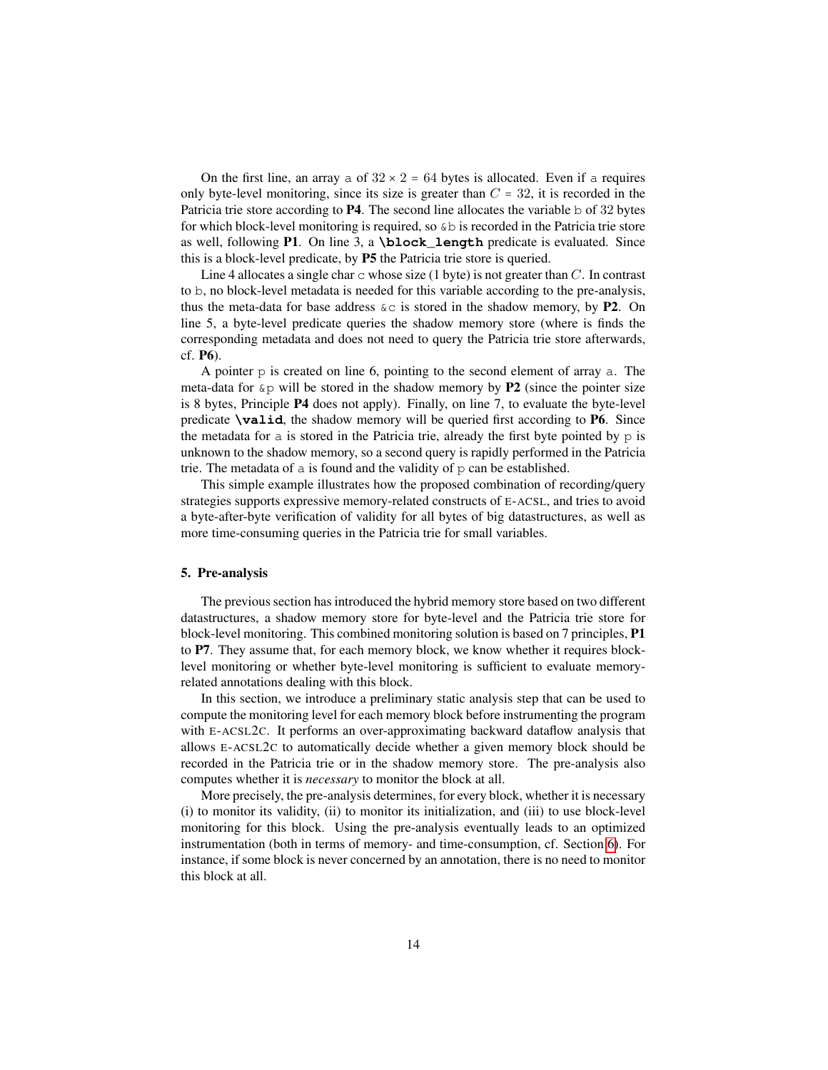On the first line, an array a of $32 \times 2 = 64$ bytes is allocated. Even if a requires only byte-level monitoring, since its size is greater than $C = 32$, it is recorded in the Patricia trie store according to **P4**. The second line allocates the variable b of 32 bytes for which block-level monitoring is required, so &b is recorded in the Patricia trie store as well, following **P1**. On line 3, a **\block_length** predicate is evaluated. Since this is a block-level predicate, by **P5** the Patricia trie store is queried.

Line 4 allocates a single char c whose size (1 byte) is not greater than $C$. In contrast to b, no block-level metadata is needed for this variable according to the pre-analysis, thus the meta-data for base address &c is stored in the shadow memory, by **P2**. On line 5, a byte-level predicate queries the shadow memory store (where is finds the corresponding metadata and does not need to query the Patricia trie store afterwards, cf. **P6**).

A pointer p is created on line 6, pointing to the second element of array a. The meta-data for &p will be stored in the shadow memory by **P2** (since the pointer size is 8 bytes, Principle **P4** does not apply). Finally, on line 7, to evaluate the byte-level predicate **\valid**, the shadow memory will be queried first according to **P6**. Since the metadata for a is stored in the Patricia trie, already the first byte pointed by p is unknown to the shadow memory, so a second query is rapidly performed in the Patricia trie. The metadata of a is found and the validity of p can be established.

This simple example illustrates how the proposed combination of recording/query strategies supports expressive memory-related constructs of E-ACSL, and tries to avoid a byte-after-byte verification of validity for all bytes of big datastructures, as well as more time-consuming queries in the Patricia trie for small variables.

## 5. Pre-analysis

The previous section has introduced the hybrid memory store based on two different datastructures, a shadow memory store for byte-level and the Patricia trie store for block-level monitoring. This combined monitoring solution is based on 7 principles, **P1** to **P7**. They assume that, for each memory block, we know whether it requires block-level monitoring or whether byte-level monitoring is sufficient to evaluate memory-related annotations dealing with this block.

In this section, we introduce a preliminary static analysis step that can be used to compute the monitoring level for each memory block before instrumenting the program with E-ACSL2C. It performs an over-approximating backward dataflow analysis that allows E-ACSL2C to automatically decide whether a given memory block should be recorded in the Patricia trie or in the shadow memory store. The pre-analysis also computes whether it is *necessary* to monitor the block at all.

More precisely, the pre-analysis determines, for every block, whether it is necessary (i) to monitor its validity, (ii) to monitor its initialization, and (iii) to use block-level monitoring for this block. Using the pre-analysis eventually leads to an optimized instrumentation (both in terms of memory- and time-consumption, cf. Section 6). For instance, if some block is never concerned by an annotation, there is no need to monitor this block at all.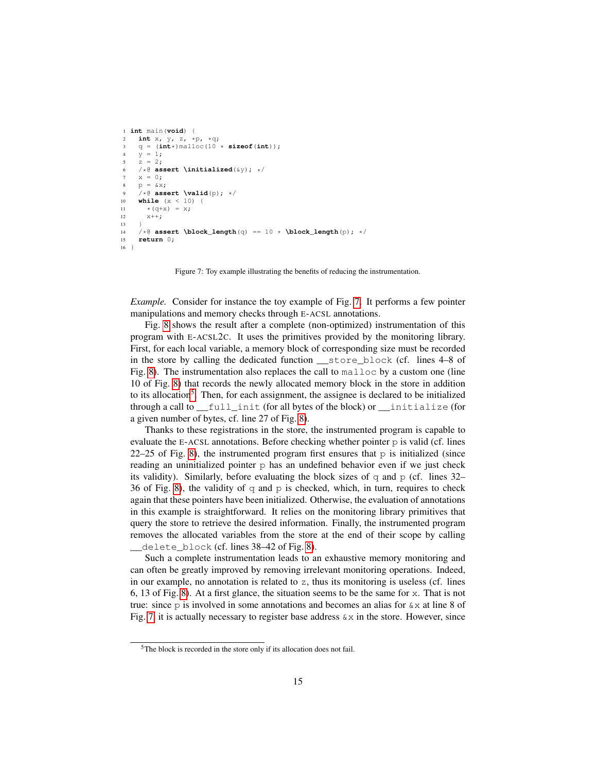```
1  int main(void) {
2    int x, y, z, *p, *q;
3    q = (int*)malloc(10 * sizeof(int));
4    y = 1;
5    z = 2;
6    /*@ assert \initialized(&y); */
7    x = 0;
8    p = &x;
9    /*@ assert \valid(p); */
10   while (x < 10) {
11     *(q+x) = x;
12     x++;
13   }
14   /*@ assert \block_length(q) == 10 * \block_length(p); */
15   return 0;
16 }
```

Figure 7: Toy example illustrating the benefits of reducing the instrumentation.

*Example.* Consider for instance the toy example of Fig. 7. It performs a few pointer manipulations and memory checks through E-ACSL annotations.

Fig. 8 shows the result after a complete (non-optimized) instrumentation of this program with E-ACSL2C. It uses the primitives provided by the monitoring library. First, for each local variable, a memory block of corresponding size must be recorded in the store by calling the dedicated function `__store_block` (cf. lines 4–8 of Fig. 8). The instrumentation also replaces the call to `malloc` by a custom one (line 10 of Fig. 8) that records the newly allocated memory block in the store in addition to its allocation[5]. Then, for each assignment, the assignee is declared to be initialized through a call to `__full_init` (for all bytes of the block) or `__initialize` (for a given number of bytes, cf. line 27 of Fig. 8).

Thanks to these registrations in the store, the instrumented program is capable to evaluate the E-ACSL annotations. Before checking whether pointer `p` is valid (cf. lines 22–25 of Fig. 8), the instrumented program first ensures that `p` is initialized (since reading an uninitialized pointer `p` has an undefined behavior even if we just check its validity). Similarly, before evaluating the block sizes of `q` and `p` (cf. lines 32–36 of Fig. 8), the validity of `q` and `p` is checked, which, in turn, requires to check again that these pointers have been initialized. Otherwise, the evaluation of annotations in this example is straightforward. It relies on the monitoring library primitives that query the store to retrieve the desired information. Finally, the instrumented program removes the allocated variables from the store at the end of their scope by calling `__delete_block` (cf. lines 38–42 of Fig. 8).

Such a complete instrumentation leads to an exhaustive memory monitoring and can often be greatly improved by removing irrelevant monitoring operations. Indeed, in our example, no annotation is related to `z`, thus its monitoring is useless (cf. lines 6, 13 of Fig. 8). At a first glance, the situation seems to be the same for `x`. That is not true: since `p` is involved in some annotations and becomes an alias for `&x` at line 8 of Fig. 7 it is actually necessary to register base address `&x` in the store. However, since

[5] The block is recorded in the store only if its allocation does not fail.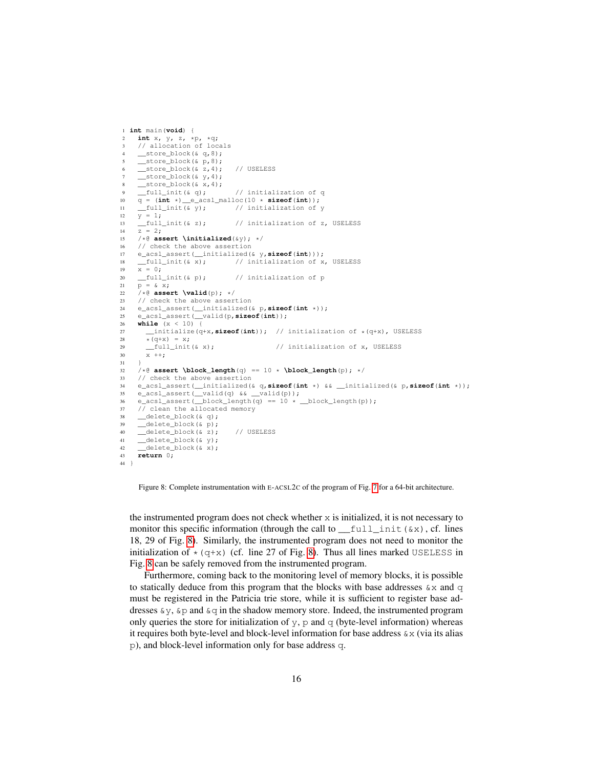```c
 1 int main(void) {
 2   int x, y, z, *p, *q;
 3   // allocation of locals
 4   __store_block(& q,8);
 5   __store_block(& p,8);
 6   __store_block(& z,4);    // USELESS
 7   __store_block(& y,4);
 8   __store_block(& x,4);
 9   __full_init(& q);        // initialization of q
10   q = (int *)__e_acsl_malloc(10 * sizeof(int));
11   __full_init(& y);        // initialization of y
12   y = 1;
13   __full_init(& z);        // initialization of z, USELESS
14   z = 2;
15   /*@ assert \initialized(&y); */
16   // check the above assertion
17   e_acsl_assert(__initialized(& y,sizeof(int)));
18   __full_init(& x);        // initialization of x, USELESS
19   x = 0;
20   __full_init(& p);        // initialization of p
21   p = & x;
22   /*@ assert \valid(p); */
23   // check the above assertion
24   e_acsl_assert(__initialized(& p,sizeof(int *)));
25   e_acsl_assert(__valid(p,sizeof(int)));
26   while (x < 10) {
27     __initialize(q+x,sizeof(int));  // initialization of *(q+x), USELESS
28     *(q+x) = x;
29     __full_init(& x);               // initialization of x, USELESS
30     x ++;
31   }
32   /*@ assert \block_length(q) == 10 * \block_length(p); */
33   // check the above assertion
34   e_acsl_assert(__initialized(& q,sizeof(int *) && __initialized(& p,sizeof(int *));
35   e_acsl_assert(__valid(q) && __valid(p));
36   e_acsl_assert(__block_length(q) == 10 * __block_length(p));
37   // clean the allocated memory
38   __delete_block(& q);
39   __delete_block(& p);
40   __delete_block(& z);    // USELESS
41   __delete_block(& y);
42   __delete_block(& x);
43   return 0;
44 }
```

Figure 8: Complete instrumentation with E-ACSL2C of the program of Fig. 7 for a 64-bit architecture.

the instrumented program does not check whether x is initialized, it is not necessary to monitor this specific information (through the call to `__full_init(&x)`, cf. lines 18, 29 of Fig. 8). Similarly, the instrumented program does not need to monitor the initialization of `*(q+x)` (cf. line 27 of Fig. 8). Thus all lines marked USELESS in Fig. 8 can be safely removed from the instrumented program.

Furthermore, coming back to the monitoring level of memory blocks, it is possible to statically deduce from this program that the blocks with base addresses &x and q must be registered in the Patricia trie store, while it is sufficient to register base addresses &y, &p and &q in the shadow memory store. Indeed, the instrumented program only queries the store for initialization of y, p and q (byte-level information) whereas it requires both byte-level and block-level information for base address &x (via its alias p), and block-level information only for base address q.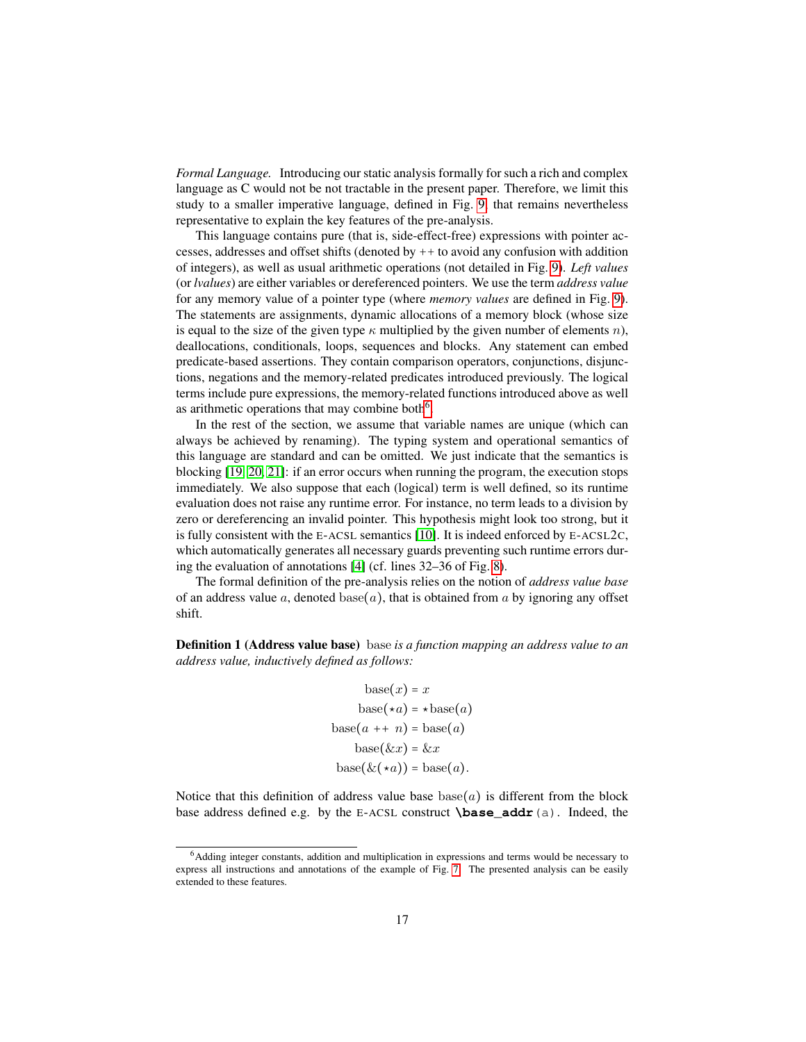*Formal Language.* Introducing our static analysis formally for such a rich and complex language as C would not be not tractable in the present paper. Therefore, we limit this study to a smaller imperative language, defined in Fig. 9, that remains nevertheless representative to explain the key features of the pre-analysis.

This language contains pure (that is, side-effect-free) expressions with pointer accesses, addresses and offset shifts (denoted by $++$ to avoid any confusion with addition of integers), as well as usual arithmetic operations (not detailed in Fig. 9). *Left values* (or *lvalues*) are either variables or dereferenced pointers. We use the term *address value* for any memory value of a pointer type (where *memory values* are defined in Fig. 9). The statements are assignments, dynamic allocations of a memory block (whose size is equal to the size of the given type $\kappa$ multiplied by the given number of elements $n$), deallocations, conditionals, loops, sequences and blocks. Any statement can embed predicate-based assertions. They contain comparison operators, conjunctions, disjunctions, negations and the memory-related predicates introduced previously. The logical terms include pure expressions, the memory-related functions introduced above as well as arithmetic operations that may combine both[6].

In the rest of the section, we assume that variable names are unique (which can always be achieved by renaming). The typing system and operational semantics of this language are standard and can be omitted. We just indicate that the semantics is blocking [19, 20, 21]: if an error occurs when running the program, the execution stops immediately. We also suppose that each (logical) term is well defined, so its runtime evaluation does not raise any runtime error. For instance, no term leads to a division by zero or dereferencing an invalid pointer. This hypothesis might look too strong, but it is fully consistent with the E-ACSL semantics [10]. It is indeed enforced by E-ACSL2C, which automatically generates all necessary guards preventing such runtime errors during the evaluation of annotations [4] (cf. lines 32–36 of Fig. 8).

The formal definition of the pre-analysis relies on the notion of *address value base* of an address value $a$, denoted $\mathrm{base}(a)$, that is obtained from $a$ by ignoring any offset shift.

**Definition 1 (Address value base)** base *is a function mapping an address value to an address value, inductively defined as follows:*

$$
\begin{aligned}
\mathrm{base}(x) &= x \\
\mathrm{base}(\star a) &= \star\mathrm{base}(a) \\
\mathrm{base}(a \ {++}\ n) &= \mathrm{base}(a) \\
\mathrm{base}(\&x) &= \&x \\
\mathrm{base}(\&(\star a)) &= \mathrm{base}(a).
\end{aligned}
$$

Notice that this definition of address value base $\mathrm{base}(a)$ is different from the block base address defined e.g. by the E-ACSL construct `\base_addr(a)`. Indeed, the

[6] Adding integer constants, addition and multiplication in expressions and terms would be necessary to express all instructions and annotations of the example of Fig. 7. The presented analysis can be easily extended to these features.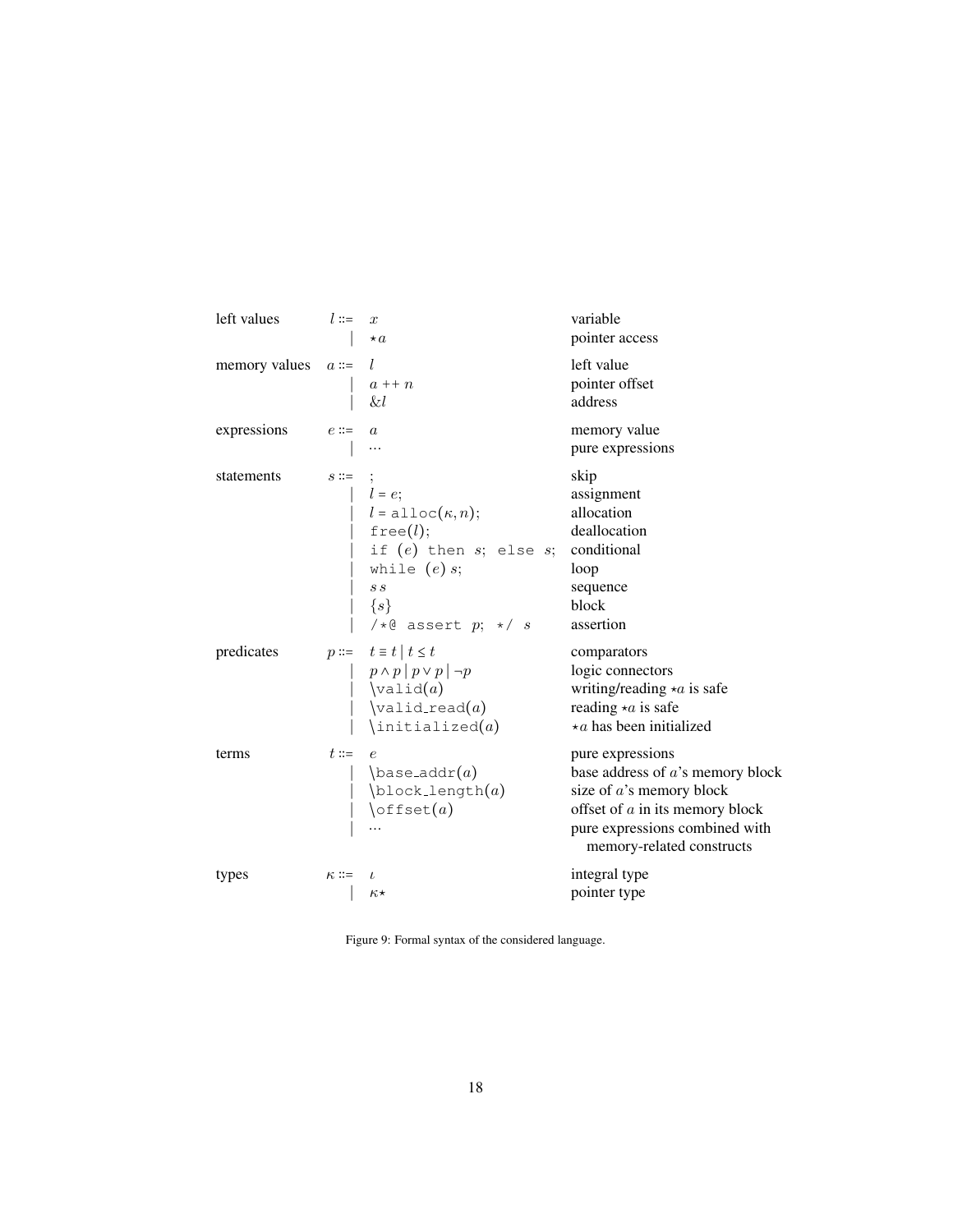| | | | |
|---|---|---|---|
| left values | $l ::=$ | $x$ | variable |
| | $\mid$ | $\star a$ | pointer access |
| memory values | $a ::=$ | $l$ | left value |
| | $\mid$ | $a \mathrel{+\!+} n$ | pointer offset |
| | $\mid$ | $\& l$ | address |
| expressions | $e ::=$ | $a$ | memory value |
| | $\mid$ | $\ldots$ | pure expressions |
| statements | $s ::=$ | `;` | skip |
| | $\mid$ | $l = e$; | assignment |
| | $\mid$ | $l$ = `alloc`$(\kappa, n)$; | allocation |
| | $\mid$ | `free`$(l)$; | deallocation |
| | $\mid$ | `if` $(e)$ `then` $s$; `else` $s$; | conditional |
| | $\mid$ | `while` $(e)$ $s$; | loop |
| | $\mid$ | $s\ s$ | sequence |
| | $\mid$ | $\{s\}$ | block |
| | $\mid$ | `/*@ assert` $p$; `*/` $s$ | assertion |
| predicates | $p ::=$ | $t \equiv t \mid t \leq t$ | comparators |
| | $\mid$ | $p \wedge p \mid p \vee p \mid \neg p$ | logic connectors |
| | $\mid$ | `\valid`$(a)$ | writing/reading $\star a$ is safe |
| | $\mid$ | `\valid_read`$(a)$ | reading $\star a$ is safe |
| | $\mid$ | `\initialized`$(a)$ | $\star a$ has been initialized |
| terms | $t ::=$ | $e$ | pure expressions |
| | $\mid$ | `\base_addr`$(a)$ | base address of $a$'s memory block |
| | $\mid$ | `\block_length`$(a)$ | size of $a$'s memory block |
| | $\mid$ | `\offset`$(a)$ | offset of $a$ in its memory block |
| | $\mid$ | $\ldots$ | pure expressions combined with memory-related constructs |
| types | $\kappa ::=$ | $\iota$ | integral type |
| | $\mid$ | $\kappa\star$ | pointer type |

Figure 9: Formal syntax of the considered language.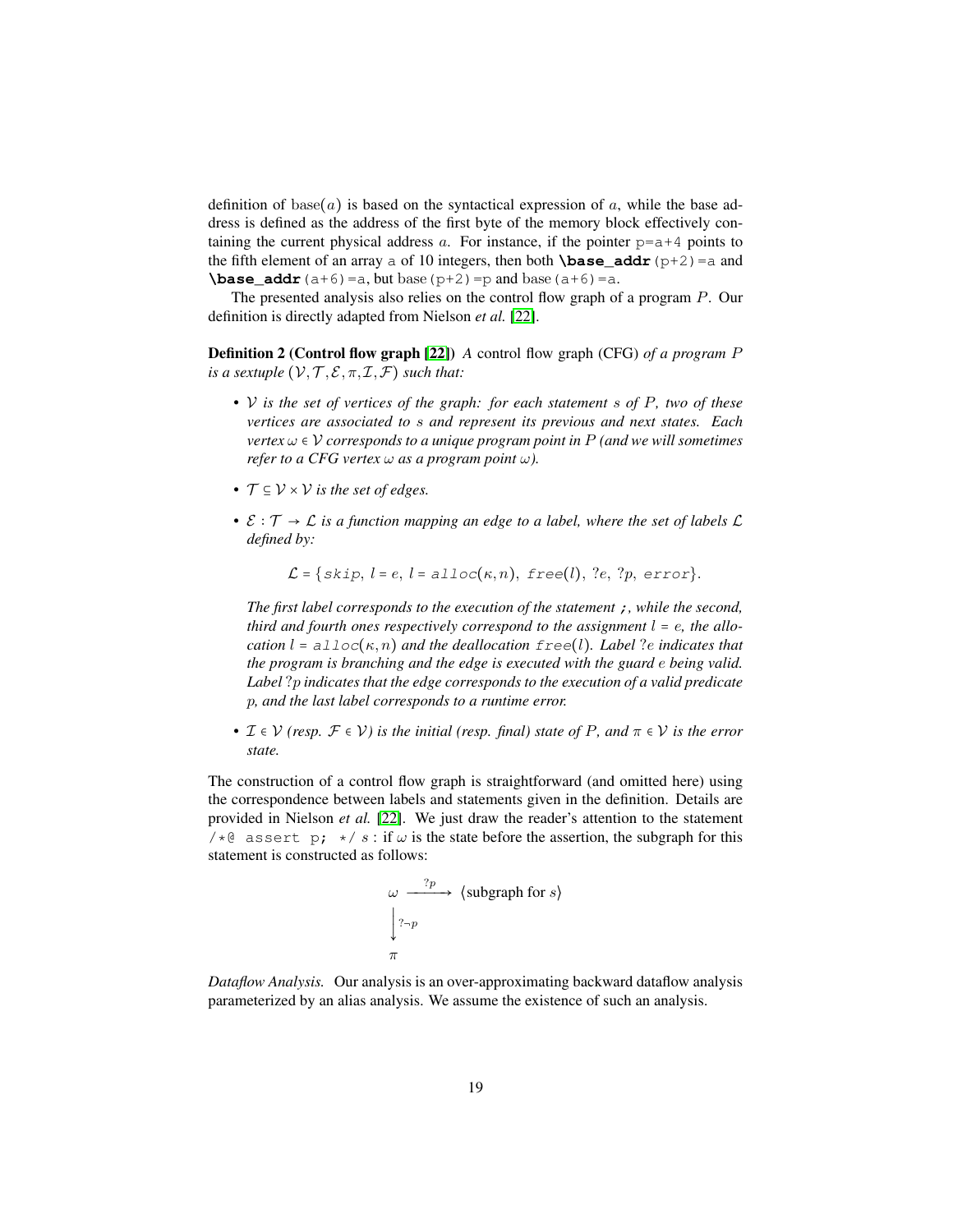definition of $\mathrm{base}(a)$ is based on the syntactical expression of $a$, while the base address is defined as the address of the first byte of the memory block effectively containing the current physical address $a$. For instance, if the pointer `p=a+4` points to the fifth element of an array `a` of 10 integers, then both **`\base_addr`**`(p+2)=a` and **`\base_addr`**`(a+6)=a`, but $\mathrm{base}$`(p+2)=p` and $\mathrm{base}$`(a+6)=a`.

The presented analysis also relies on the control flow graph of a program $P$. Our definition is directly adapted from Nielson *et al.* [22].

**Definition 2 (Control flow graph [22])** *A* control flow graph (CFG) *of a program $P$ is a sextuple $(\mathcal{V}, \mathcal{T}, \mathcal{E}, \pi, \mathcal{I}, \mathcal{F})$ such that:*

- *$\mathcal{V}$ is the set of vertices of the graph: for each statement $s$ of $P$, two of these vertices are associated to $s$ and represent its previous and next states. Each vertex $\omega \in \mathcal{V}$ corresponds to a unique program point in $P$ (and we will sometimes refer to a CFG vertex $\omega$ as a program point $\omega$).*
- *$\mathcal{T} \subseteq \mathcal{V} \times \mathcal{V}$ is the set of edges.*
- *$\mathcal{E} : \mathcal{T} \to \mathcal{L}$ is a function mapping an edge to a label, where the set of labels $\mathcal{L}$ defined by:*

$$\mathcal{L} = \{\mathtt{skip},\ l = e,\ l = \mathtt{alloc}(\kappa, n),\ \mathtt{free}(l),\ ?e,\ ?p,\ \mathtt{error}\}.$$

  *The first label corresponds to the execution of the statement* **`;`**, *while the second, third and fourth ones respectively correspond to the assignment $l = e$, the allocation $l = \mathtt{alloc}(\kappa, n)$ and the deallocation $\mathtt{free}(l)$. Label $?e$ indicates that the program is branching and the edge is executed with the guard $e$ being valid. Label $?p$ indicates that the edge corresponds to the execution of a valid predicate $p$, and the last label corresponds to a runtime error.*
- *$\mathcal{I} \in \mathcal{V}$ (resp. $\mathcal{F} \in \mathcal{V}$) is the initial (resp. final) state of $P$, and $\pi \in \mathcal{V}$ is the error state.*

The construction of a control flow graph is straightforward (and omitted here) using the correspondence between labels and statements given in the definition. Details are provided in Nielson *et al.* [22]. We just draw the reader's attention to the statement `/*@ assert p; */` $s$ : if $\omega$ is the state before the assertion, the subgraph for this statement is constructed as follows:

$$\begin{array}{ccc} \omega & \xrightarrow{?p} & \langle \text{subgraph for } s \rangle \\ \big\downarrow {\scriptstyle ?\neg p} & & \\ \pi & & \end{array}$$

*Dataflow Analysis.* Our analysis is an over-approximating backward dataflow analysis parameterized by an alias analysis. We assume the existence of such an analysis.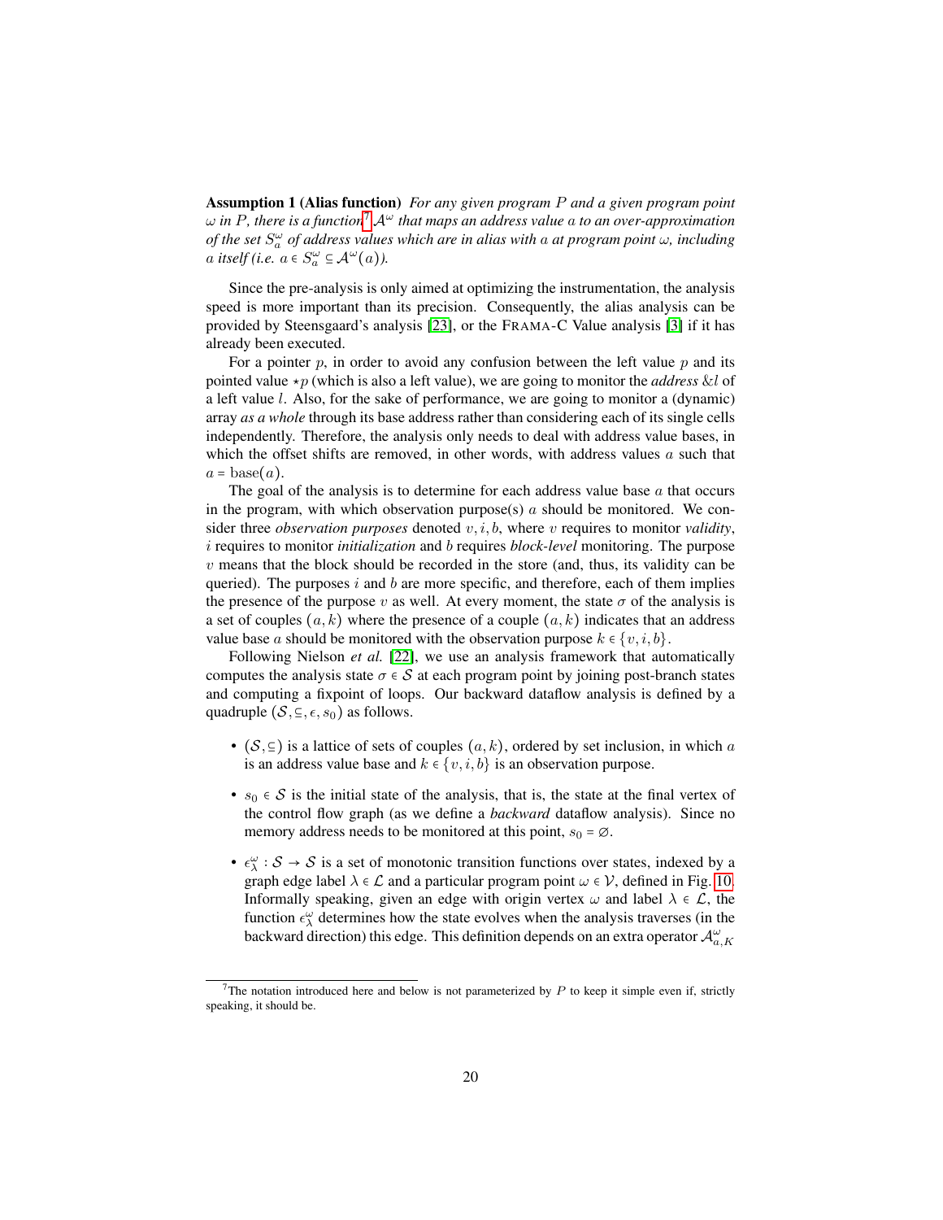**Assumption 1 (Alias function)** *For any given program $P$ and a given program point $\omega$ in $P$, there is a function*[7] $\mathcal{A}^\omega$ *that maps an address value $a$ to an over-approximation of the set $S_a^\omega$ of address values which are in alias with $a$ at program point $\omega$, including $a$ itself (i.e. $a \in S_a^\omega \subseteq \mathcal{A}^\omega(a)$).*

Since the pre-analysis is only aimed at optimizing the instrumentation, the analysis speed is more important than its precision. Consequently, the alias analysis can be provided by Steensgaard's analysis [23], or the FRAMA-C Value analysis [3] if it has already been executed.

For a pointer $p$, in order to avoid any confusion between the left value $p$ and its pointed value $\star p$ (which is also a left value), we are going to monitor the *address* $\&l$ of a left value $l$. Also, for the sake of performance, we are going to monitor a (dynamic) array *as a whole* through its base address rather than considering each of its single cells independently. Therefore, the analysis only needs to deal with address value bases, in which the offset shifts are removed, in other words, with address values $a$ such that $a = \mathrm{base}(a)$.

The goal of the analysis is to determine for each address value base $a$ that occurs in the program, with which observation purpose(s) $a$ should be monitored. We consider three *observation purposes* denoted $v, i, b$, where $v$ requires to monitor *validity*, $i$ requires to monitor *initialization* and $b$ requires *block-level* monitoring. The purpose $v$ means that the block should be recorded in the store (and, thus, its validity can be queried). The purposes $i$ and $b$ are more specific, and therefore, each of them implies the presence of the purpose $v$ as well. At every moment, the state $\sigma$ of the analysis is a set of couples $(a, k)$ where the presence of a couple $(a, k)$ indicates that an address value base $a$ should be monitored with the observation purpose $k \in \{v, i, b\}$.

Following Nielson *et al.* [22], we use an analysis framework that automatically computes the analysis state $\sigma \in \mathcal{S}$ at each program point by joining post-branch states and computing a fixpoint of loops. Our backward dataflow analysis is defined by a quadruple $(\mathcal{S}, \subseteq, \epsilon, s_0)$ as follows.

- $(\mathcal{S}, \subseteq)$ is a lattice of sets of couples $(a, k)$, ordered by set inclusion, in which $a$ is an address value base and $k \in \{v, i, b\}$ is an observation purpose.
- $s_0 \in \mathcal{S}$ is the initial state of the analysis, that is, the state at the final vertex of the control flow graph (as we define a *backward* dataflow analysis). Since no memory address needs to be monitored at this point, $s_0 = \varnothing$.
- $\epsilon_\lambda^\omega : \mathcal{S} \to \mathcal{S}$ is a set of monotonic transition functions over states, indexed by a graph edge label $\lambda \in \mathcal{L}$ and a particular program point $\omega \in \mathcal{V}$, defined in Fig. 10. Informally speaking, given an edge with origin vertex $\omega$ and label $\lambda \in \mathcal{L}$, the function $\epsilon_\lambda^\omega$ determines how the state evolves when the analysis traverses (in the backward direction) this edge. This definition depends on an extra operator $\mathcal{A}_{a,K}^\omega$

[7] The notation introduced here and below is not parameterized by $P$ to keep it simple even if, strictly speaking, it should be.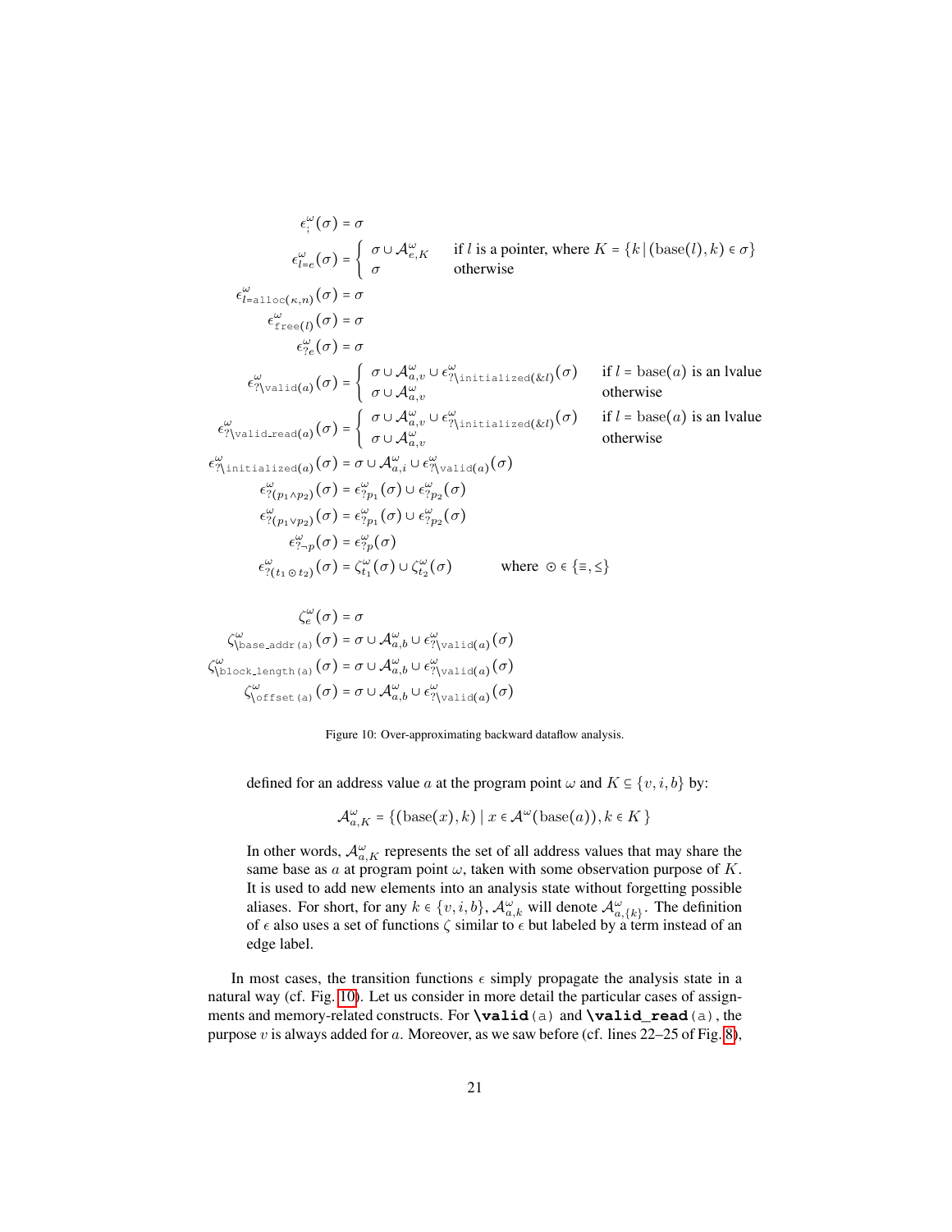$$
\begin{aligned}
\epsilon^{\omega}_{;}(\sigma) &= \sigma \\
\epsilon^{\omega}_{l=e}(\sigma) &= \begin{cases} \sigma \cup \mathcal{A}^{\omega}_{e,K} & \text{if } l \text{ is a pointer, where } K = \{k \mid (\text{base}(l), k) \in \sigma\} \\ \sigma & \text{otherwise} \end{cases} \\
\epsilon^{\omega}_{l=\texttt{alloc}(\kappa,n)}(\sigma) &= \sigma \\
\epsilon^{\omega}_{\texttt{free}(l)}(\sigma) &= \sigma \\
\epsilon^{\omega}_{?e}(\sigma) &= \sigma \\
\epsilon^{\omega}_{?\texttt{\textbackslash valid}(a)}(\sigma) &= \begin{cases} \sigma \cup \mathcal{A}^{\omega}_{a,v} \cup \epsilon^{\omega}_{?\texttt{\textbackslash initialized}(\&l)}(\sigma) & \text{if } l = \text{base}(a) \text{ is an lvalue} \\ \sigma \cup \mathcal{A}^{\omega}_{a,v} & \text{otherwise} \end{cases} \\
\epsilon^{\omega}_{?\texttt{\textbackslash valid\_read}(a)}(\sigma) &= \begin{cases} \sigma \cup \mathcal{A}^{\omega}_{a,v} \cup \epsilon^{\omega}_{?\texttt{\textbackslash initialized}(\&l)}(\sigma) & \text{if } l = \text{base}(a) \text{ is an lvalue} \\ \sigma \cup \mathcal{A}^{\omega}_{a,v} & \text{otherwise} \end{cases} \\
\epsilon^{\omega}_{?\texttt{\textbackslash initialized}(a)}(\sigma) &= \sigma \cup \mathcal{A}^{\omega}_{a,i} \cup \epsilon^{\omega}_{?\texttt{\textbackslash valid}(a)}(\sigma) \\
\epsilon^{\omega}_{?(p_1 \wedge p_2)}(\sigma) &= \epsilon^{\omega}_{?p_1}(\sigma) \cup \epsilon^{\omega}_{?p_2}(\sigma) \\
\epsilon^{\omega}_{?(p_1 \vee p_2)}(\sigma) &= \epsilon^{\omega}_{?p_1}(\sigma) \cup \epsilon^{\omega}_{?p_2}(\sigma) \\
\epsilon^{\omega}_{?\neg p}(\sigma) &= \epsilon^{\omega}_{?p}(\sigma) \\
\epsilon^{\omega}_{?(t_1 \odot t_2)}(\sigma) &= \zeta^{\omega}_{t_1}(\sigma) \cup \zeta^{\omega}_{t_2}(\sigma) \qquad \text{where } \odot \in \{\equiv, \leq\}
\end{aligned}
$$

$$
\begin{aligned}
\zeta^{\omega}_{e}(\sigma) &= \sigma \\
\zeta^{\omega}_{\texttt{\textbackslash base\_addr(a)}}(\sigma) &= \sigma \cup \mathcal{A}^{\omega}_{a,b} \cup \epsilon^{\omega}_{?\texttt{\textbackslash valid}(a)}(\sigma) \\
\zeta^{\omega}_{\texttt{\textbackslash block\_length(a)}}(\sigma) &= \sigma \cup \mathcal{A}^{\omega}_{a,b} \cup \epsilon^{\omega}_{?\texttt{\textbackslash valid}(a)}(\sigma) \\
\zeta^{\omega}_{\texttt{\textbackslash offset(a)}}(\sigma) &= \sigma \cup \mathcal{A}^{\omega}_{a,b} \cup \epsilon^{\omega}_{?\texttt{\textbackslash valid}(a)}(\sigma)
\end{aligned}
$$

Figure 10: Over-approximating backward dataflow analysis.

defined for an address value $a$ at the program point $\omega$ and $K \subseteq \{v, i, b\}$ by:

$$
\mathcal{A}^{\omega}_{a,K} = \{(\text{base}(x), k) \mid x \in \mathcal{A}^{\omega}(\text{base}(a)), k \in K\}
$$

In other words, $\mathcal{A}^{\omega}_{a,K}$ represents the set of all address values that may share the same base as $a$ at program point $\omega$, taken with some observation purpose of $K$. It is used to add new elements into an analysis state without forgetting possible aliases. For short, for any $k \in \{v, i, b\}$, $\mathcal{A}^{\omega}_{a,k}$ will denote $\mathcal{A}^{\omega}_{a,\{k\}}$. The definition of $\epsilon$ also uses a set of functions $\zeta$ similar to $\epsilon$ but labeled by a term instead of an edge label.

In most cases, the transition functions $\epsilon$ simply propagate the analysis state in a natural way (cf. Fig. 10). Let us consider in more detail the particular cases of assignments and memory-related constructs. For **`\valid`**`(a)` and **`\valid_read`**`(a)`, the purpose $v$ is always added for $a$. Moreover, as we saw before (cf. lines 22–25 of Fig. 8),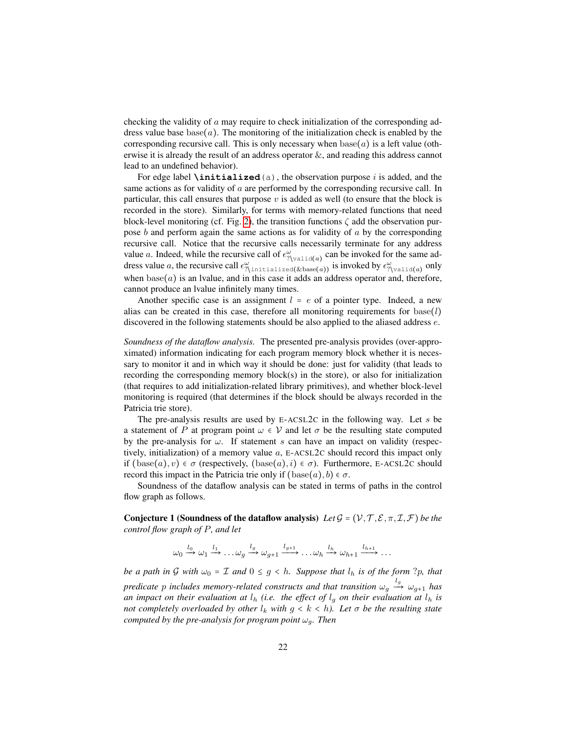checking the validity of $a$ may require to check initialization of the corresponding address value base $\mathrm{base}(a)$. The monitoring of the initialization check is enabled by the corresponding recursive call. This is only necessary when $\mathrm{base}(a)$ is a left value (otherwise it is already the result of an address operator &, and reading this address cannot lead to an undefined behavior).

For edge label `\initialized(a)`, the observation purpose $i$ is added, and the same actions as for validity of $a$ are performed by the corresponding recursive call. In particular, this call ensures that purpose $v$ is added as well (to ensure that the block is recorded in the store). Similarly, for terms with memory-related functions that need block-level monitoring (cf. Fig. 2), the transition functions $\zeta$ add the observation purpose $b$ and perform again the same actions as for validity of $a$ by the corresponding recursive call. Notice that the recursive calls necessarily terminate for any address value $a$. Indeed, while the recursive call of $\epsilon^{\omega}_{?\backslash\mathtt{valid}(a)}$ can be invoked for the same address value $a$, the recursive call $\epsilon^{\omega}_{?\backslash\mathtt{initialized}(\&\mathrm{base}(a))}$ is invoked by $\epsilon^{\omega}_{?\backslash\mathtt{valid}(a)}$ only when $\mathrm{base}(a)$ is an lvalue, and in this case it adds an address operator and, therefore, cannot produce an lvalue infinitely many times.

Another specific case is an assignment $l = e$ of a pointer type. Indeed, a new alias can be created in this case, therefore all monitoring requirements for $\mathrm{base}(l)$ discovered in the following statements should be also applied to the aliased address $e$.

*Soundness of the dataflow analysis.* The presented pre-analysis provides (over-approximated) information indicating for each program memory block whether it is necessary to monitor it and in which way it should be done: just for validity (that leads to recording the corresponding memory block(s) in the store), or also for initialization (that requires to add initialization-related library primitives), and whether block-level monitoring is required (that determines if the block should be always recorded in the Patricia trie store).

The pre-analysis results are used by E-ACSL2C in the following way. Let $s$ be a statement of $P$ at program point $\omega \in \mathcal{V}$ and let $\sigma$ be the resulting state computed by the pre-analysis for $\omega$. If statement $s$ can have an impact on validity (respectively, initialization) of a memory value $a$, E-ACSL2C should record this impact only if $(\mathrm{base}(a), v) \in \sigma$ (respectively, $(\mathrm{base}(a), i) \in \sigma$). Furthermore, E-ACSL2C should record this impact in the Patricia trie only if $(\mathrm{base}(a), b) \in \sigma$.

Soundness of the dataflow analysis can be stated in terms of paths in the control flow graph as follows.

**Conjecture 1 (Soundness of the dataflow analysis)** *Let $\mathcal{G} = (\mathcal{V}, \mathcal{T}, \mathcal{E}, \pi, \mathcal{I}, \mathcal{F})$ be the control flow graph of $P$, and let*

$$\omega_0 \xrightarrow{l_0} \omega_1 \xrightarrow{l_1} \ldots \omega_g \xrightarrow{l_g} \omega_{g+1} \xrightarrow{l_{g+1}} \ldots \omega_h \xrightarrow{l_h} \omega_{h+1} \xrightarrow{l_{h+1}} \ldots$$

*be a path in $\mathcal{G}$ with $\omega_0 = \mathcal{I}$ and $0 \le g < h$. Suppose that $l_h$ is of the form $?p$, that predicate $p$ includes memory-related constructs and that transition $\omega_g \xrightarrow{l_g} \omega_{g+1}$ has an impact on their evaluation at $l_h$ (i.e. the effect of $l_g$ on their evaluation at $l_h$ is not completely overloaded by other $l_k$ with $g < k < h$). Let $\sigma$ be the resulting state computed by the pre-analysis for program point $\omega_g$. Then*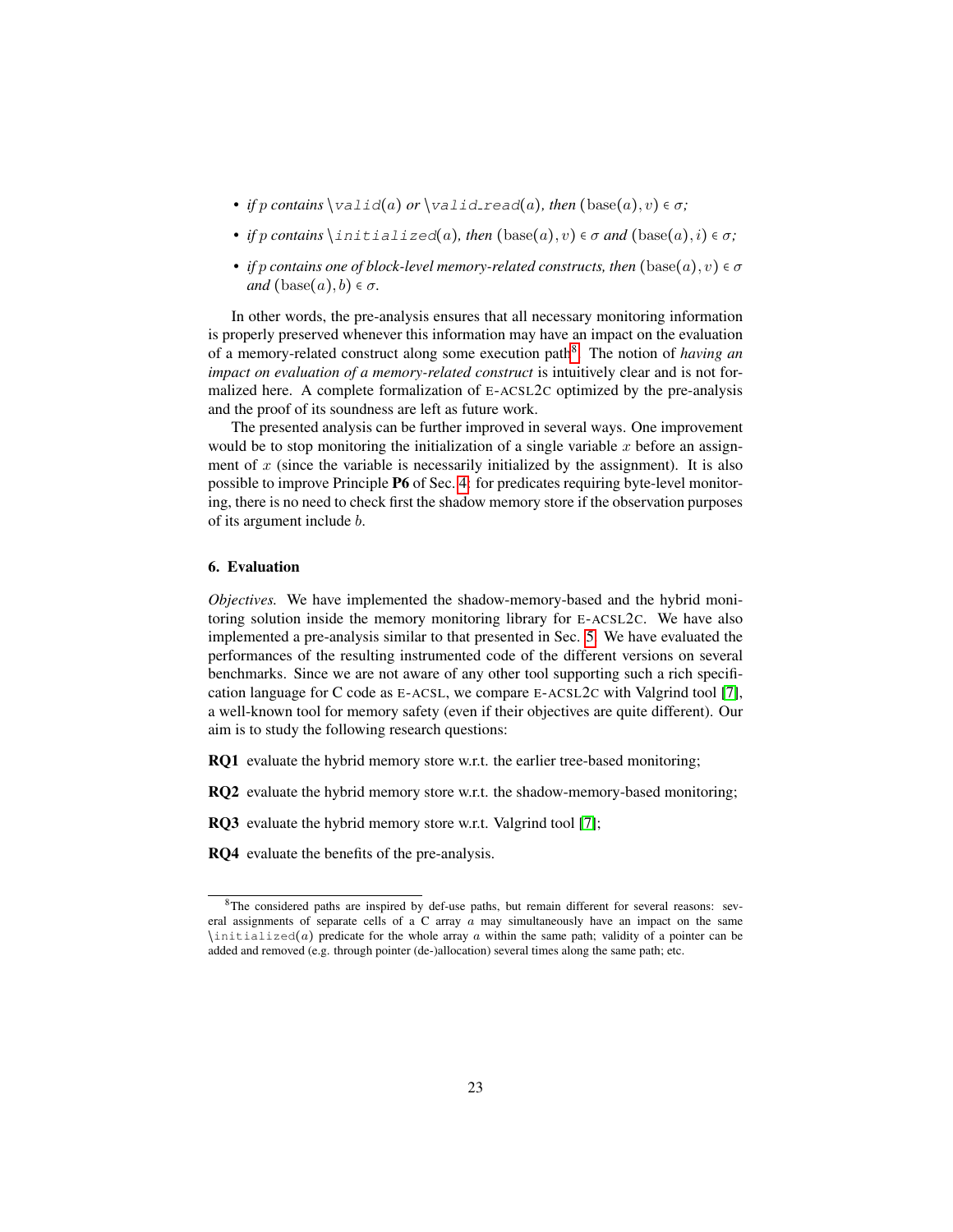- *if $p$ contains $\texttt{\textbackslash valid}(a)$ or $\texttt{\textbackslash valid\_read}(a)$, then* $(\mathrm{base}(a), v) \in \sigma$*;*
- *if $p$ contains $\texttt{\textbackslash initialized}(a)$, then* $(\mathrm{base}(a), v) \in \sigma$ *and* $(\mathrm{base}(a), i) \in \sigma$*;*
- *if $p$ contains one of block-level memory-related constructs, then* $(\mathrm{base}(a), v) \in \sigma$ *and* $(\mathrm{base}(a), b) \in \sigma$.

In other words, the pre-analysis ensures that all necessary monitoring information is properly preserved whenever this information may have an impact on the evaluation of a memory-related construct along some execution path[8]. The notion of *having an impact on evaluation of a memory-related construct* is intuitively clear and is not formalized here. A complete formalization of E-ACSL2C optimized by the pre-analysis and the proof of its soundness are left as future work.

The presented analysis can be further improved in several ways. One improvement would be to stop monitoring the initialization of a single variable $x$ before an assignment of $x$ (since the variable is necessarily initialized by the assignment). It is also possible to improve Principle **P6** of Sec. 4: for predicates requiring byte-level monitoring, there is no need to check first the shadow memory store if the observation purposes of its argument include $b$.

#### 6. Evaluation

*Objectives.* We have implemented the shadow-memory-based and the hybrid monitoring solution inside the memory monitoring library for E-ACSL2C. We have also implemented a pre-analysis similar to that presented in Sec. 5. We have evaluated the performances of the resulting instrumented code of the different versions on several benchmarks. Since we are not aware of any other tool supporting such a rich specification language for C code as E-ACSL, we compare E-ACSL2C with Valgrind tool [7], a well-known tool for memory safety (even if their objectives are quite different). Our aim is to study the following research questions:

**RQ1** evaluate the hybrid memory store w.r.t. the earlier tree-based monitoring;

**RQ2** evaluate the hybrid memory store w.r.t. the shadow-memory-based monitoring;

**RQ3** evaluate the hybrid memory store w.r.t. Valgrind tool [7];

**RQ4** evaluate the benefits of the pre-analysis.

[8] The considered paths are inspired by def-use paths, but remain different for several reasons: several assignments of separate cells of a C array $a$ may simultaneously have an impact on the same $\texttt{\textbackslash initialized}(a)$ predicate for the whole array $a$ within the same path; validity of a pointer can be added and removed (e.g. through pointer (de-)allocation) several times along the same path; etc.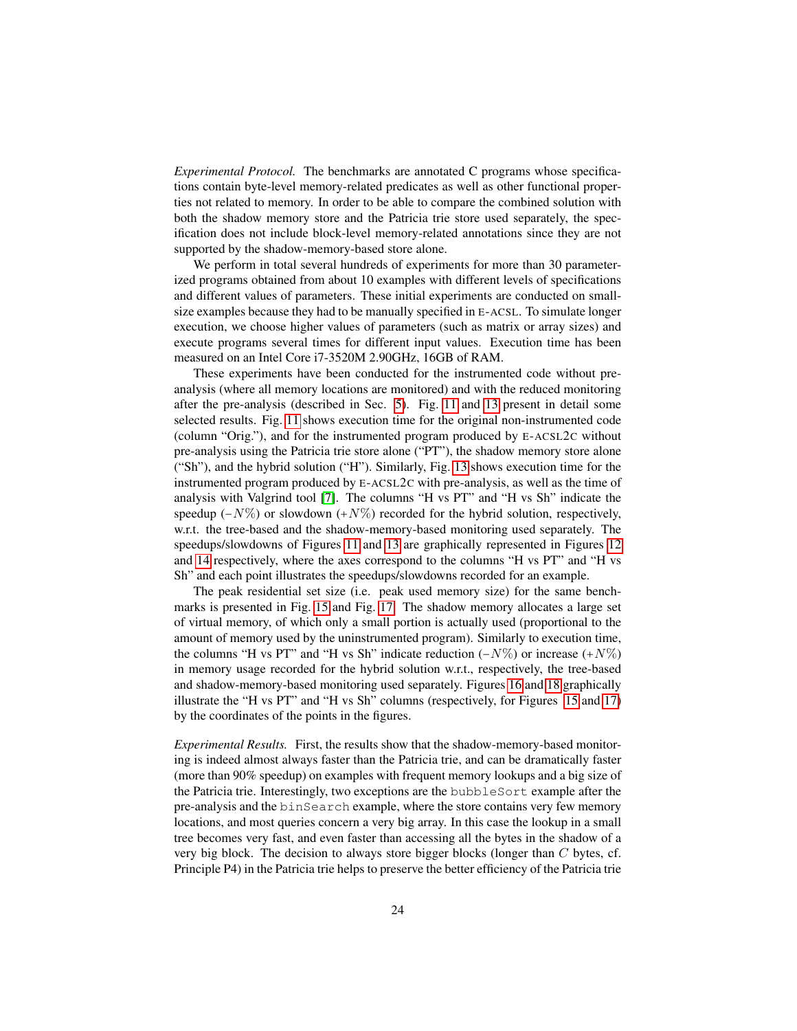*Experimental Protocol.* The benchmarks are annotated C programs whose specifications contain byte-level memory-related predicates as well as other functional properties not related to memory. In order to be able to compare the combined solution with both the shadow memory store and the Patricia trie store used separately, the specification does not include block-level memory-related annotations since they are not supported by the shadow-memory-based store alone.

We perform in total several hundreds of experiments for more than 30 parameterized programs obtained from about 10 examples with different levels of specifications and different values of parameters. These initial experiments are conducted on small-size examples because they had to be manually specified in E-ACSL. To simulate longer execution, we choose higher values of parameters (such as matrix or array sizes) and execute programs several times for different input values. Execution time has been measured on an Intel Core i7-3520M 2.90GHz, 16GB of RAM.

These experiments have been conducted for the instrumented code without pre-analysis (where all memory locations are monitored) and with the reduced monitoring after the pre-analysis (described in Sec. 5). Fig. 11 and 13 present in detail some selected results. Fig. 11 shows execution time for the original non-instrumented code (column "Orig."), and for the instrumented program produced by E-ACSL2C without pre-analysis using the Patricia trie store alone ("PT"), the shadow memory store alone ("Sh"), and the hybrid solution ("H"). Similarly, Fig. 13 shows execution time for the instrumented program produced by E-ACSL2C with pre-analysis, as well as the time of analysis with Valgrind tool [7]. The columns "H vs PT" and "H vs Sh" indicate the speedup ($-N\%$) or slowdown ($+N\%$) recorded for the hybrid solution, respectively, w.r.t. the tree-based and the shadow-memory-based monitoring used separately. The speedups/slowdowns of Figures 11 and 13 are graphically represented in Figures 12 and 14 respectively, where the axes correspond to the columns "H vs PT" and "H vs Sh" and each point illustrates the speedups/slowdowns recorded for an example.

The peak residential set size (i.e. peak used memory size) for the same benchmarks is presented in Fig. 15 and Fig. 17. The shadow memory allocates a large set of virtual memory, of which only a small portion is actually used (proportional to the amount of memory used by the uninstrumented program). Similarly to execution time, the columns "H vs PT" and "H vs Sh" indicate reduction ($-N\%$) or increase ($+N\%$) in memory usage recorded for the hybrid solution w.r.t., respectively, the tree-based and shadow-memory-based monitoring used separately. Figures 16 and 18 graphically illustrate the "H vs PT" and "H vs Sh" columns (respectively, for Figures 15 and 17) by the coordinates of the points in the figures.

*Experimental Results.* First, the results show that the shadow-memory-based monitoring is indeed almost always faster than the Patricia trie, and can be dramatically faster (more than 90% speedup) on examples with frequent memory lookups and a big size of the Patricia trie. Interestingly, two exceptions are the `bubbleSort` example after the pre-analysis and the `binSearch` example, where the store contains very few memory locations, and most queries concern a very big array. In this case the lookup in a small tree becomes very fast, and even faster than accessing all the bytes in the shadow of a very big block. The decision to always store bigger blocks (longer than $C$ bytes, cf. Principle P4) in the Patricia trie helps to preserve the better efficiency of the Patricia trie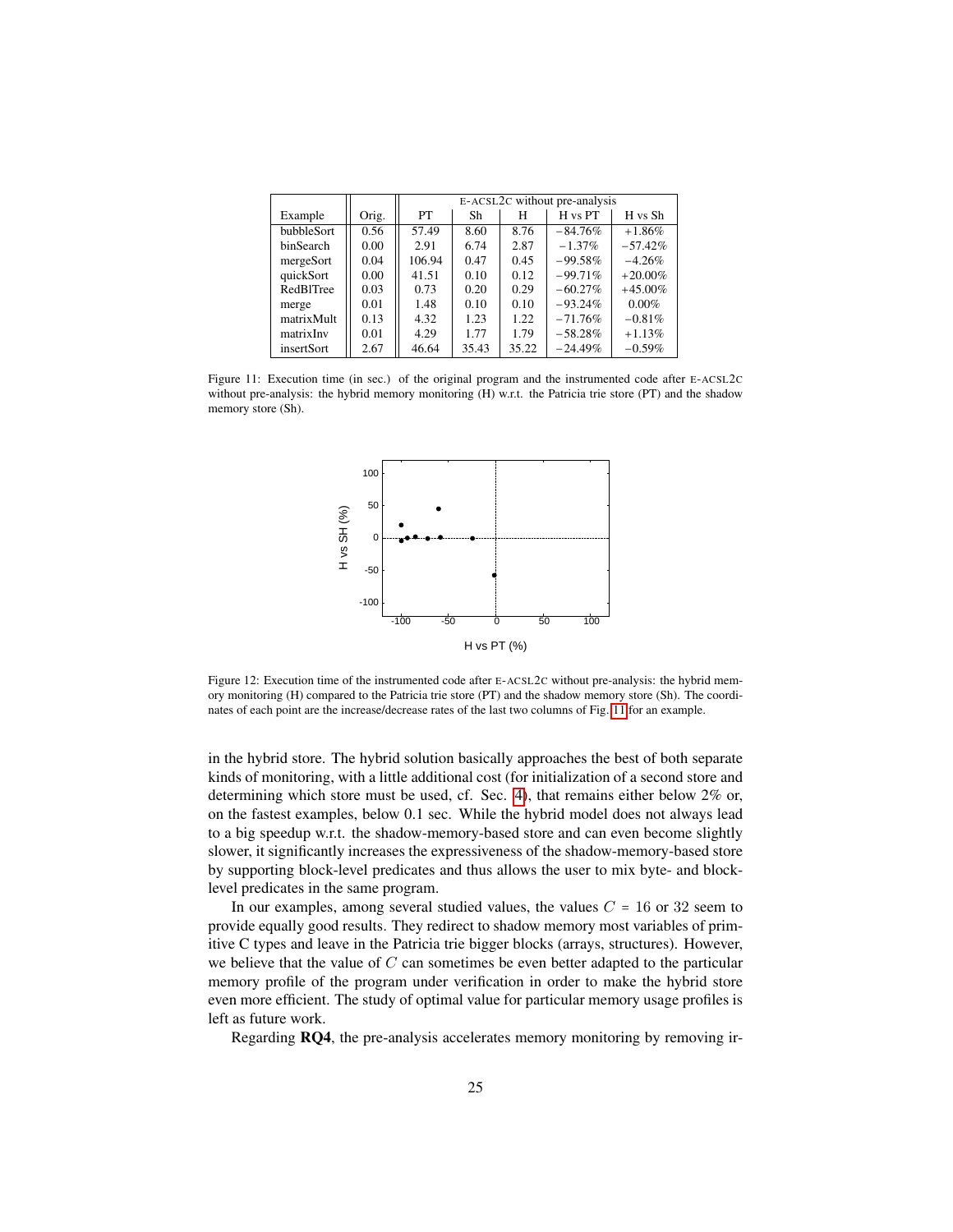| Example | Orig. | E-ACSL2C without pre-analysis | | | | |
|---|---|---|---|---|---|---|
| | | PT | Sh | H | H vs PT | H vs Sh |
| bubbleSort | 0.56 | 57.49 | 8.60 | 8.76 | −84.76% | +1.86% |
| binSearch | 0.00 | 2.91 | 6.74 | 2.87 | −1.37% | −57.42% |
| mergeSort | 0.04 | 106.94 | 0.47 | 0.45 | −99.58% | −4.26% |
| quickSort | 0.00 | 41.51 | 0.10 | 0.12 | −99.71% | +20.00% |
| RedBlTree | 0.03 | 0.73 | 0.20 | 0.29 | −60.27% | +45.00% |
| merge | 0.01 | 1.48 | 0.10 | 0.10 | −93.24% | 0.00% |
| matrixMult | 0.13 | 4.32 | 1.23 | 1.22 | −71.76% | −0.81% |
| matrixInv | 0.01 | 4.29 | 1.77 | 1.79 | −58.28% | +1.13% |
| insertSort | 2.67 | 46.64 | 35.43 | 35.22 | −24.49% | −0.59% |

Figure 11: Execution time (in sec.) of the original program and the instrumented code after E-ACSL2C without pre-analysis: the hybrid memory monitoring (H) w.r.t. the Patricia trie store (PT) and the shadow memory store (Sh).

Figure 12: Execution time of the instrumented code after E-ACSL2C without pre-analysis: the hybrid memory monitoring (H) compared to the Patricia trie store (PT) and the shadow memory store (Sh). The coordinates of each point are the increase/decrease rates of the last two columns of Fig. 11 for an example.

in the hybrid store. The hybrid solution basically approaches the best of both separate kinds of monitoring, with a little additional cost (for initialization of a second store and determining which store must be used, cf. Sec. 4), that remains either below 2% or, on the fastest examples, below 0.1 sec. While the hybrid model does not always lead to a big speedup w.r.t. the shadow-memory-based store and can even become slightly slower, it significantly increases the expressiveness of the shadow-memory-based store by supporting block-level predicates and thus allows the user to mix byte- and block-level predicates in the same program.

In our examples, among several studied values, the values $C = 16$ or $32$ seem to provide equally good results. They redirect to shadow memory most variables of primitive C types and leave in the Patricia trie bigger blocks (arrays, structures). However, we believe that the value of $C$ can sometimes be even better adapted to the particular memory profile of the program under verification in order to make the hybrid store even more efficient. The study of optimal value for particular memory usage profiles is left as future work.

Regarding **RQ4**, the pre-analysis accelerates memory monitoring by removing ir-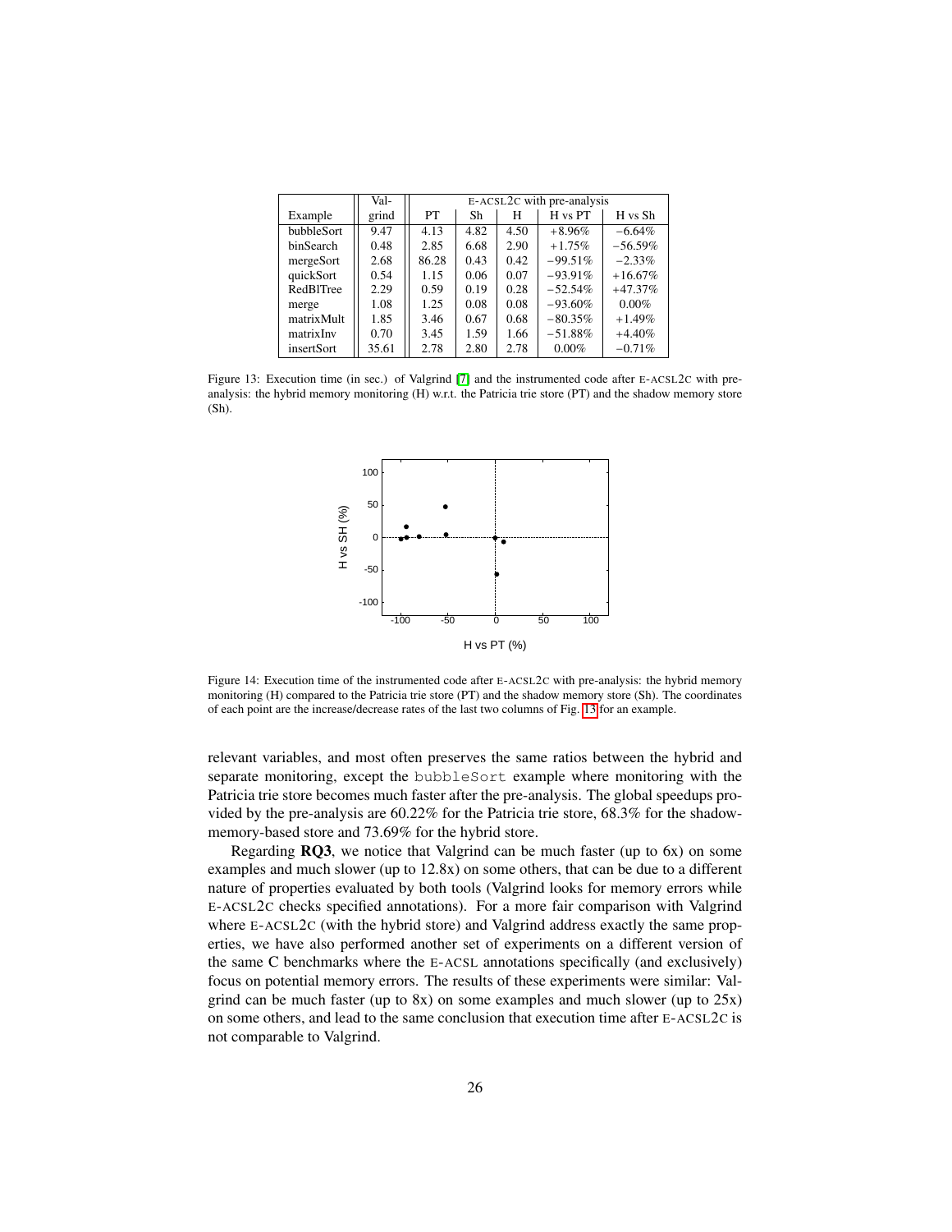| Example | Val-grind | E-ACSL2C with pre-analysis | | | | |
|---|---|---|---|---|---|---|
| | | PT | Sh | H | H vs PT | H vs Sh |
| bubbleSort | 9.47 | 4.13 | 4.82 | 4.50 | +8.96% | −6.64% |
| binSearch | 0.48 | 2.85 | 6.68 | 2.90 | +1.75% | −56.59% |
| mergeSort | 2.68 | 86.28 | 0.43 | 0.42 | −99.51% | −2.33% |
| quickSort | 0.54 | 1.15 | 0.06 | 0.07 | −93.91% | +16.67% |
| RedBlTree | 2.29 | 0.59 | 0.19 | 0.28 | −52.54% | +47.37% |
| merge | 1.08 | 1.25 | 0.08 | 0.08 | −93.60% | 0.00% |
| matrixMult | 1.85 | 3.46 | 0.67 | 0.68 | −80.35% | +1.49% |
| matrixInv | 0.70 | 3.45 | 1.59 | 1.66 | −51.88% | +4.40% |
| insertSort | 35.61 | 2.78 | 2.80 | 2.78 | 0.00% | −0.71% |

Figure 13: Execution time (in sec.) of Valgrind [7] and the instrumented code after E-ACSL2C with pre-analysis: the hybrid memory monitoring (H) w.r.t. the Patricia trie store (PT) and the shadow memory store (Sh).

Figure 14: Execution time of the instrumented code after E-ACSL2C with pre-analysis: the hybrid memory monitoring (H) compared to the Patricia trie store (PT) and the shadow memory store (Sh). The coordinates of each point are the increase/decrease rates of the last two columns of Fig. 13 for an example.

relevant variables, and most often preserves the same ratios between the hybrid and separate monitoring, except the `bubbleSort` example where monitoring with the Patricia trie store becomes much faster after the pre-analysis. The global speedups provided by the pre-analysis are 60.22% for the Patricia trie store, 68.3% for the shadow-memory-based store and 73.69% for the hybrid store.

Regarding **RQ3**, we notice that Valgrind can be much faster (up to 6x) on some examples and much slower (up to 12.8x) on some others, that can be due to a different nature of properties evaluated by both tools (Valgrind looks for memory errors while E-ACSL2C checks specified annotations). For a more fair comparison with Valgrind where E-ACSL2C (with the hybrid store) and Valgrind address exactly the same properties, we have also performed another set of experiments on a different version of the same C benchmarks where the E-ACSL annotations specifically (and exclusively) focus on potential memory errors. The results of these experiments were similar: Valgrind can be much faster (up to 8x) on some examples and much slower (up to 25x) on some others, and lead to the same conclusion that execution time after E-ACSL2C is not comparable to Valgrind.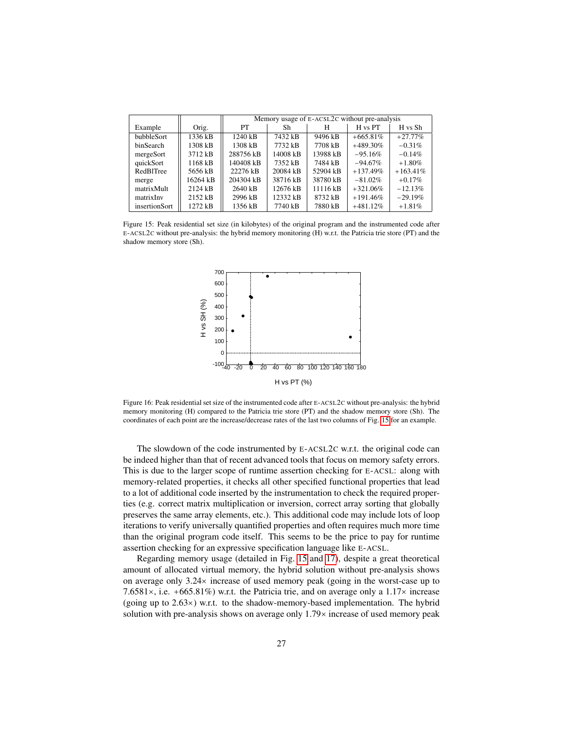| Example | Orig. | Memory usage of E-ACSL2C without pre-analysis | | | | |
|---|---|---|---|---|---|---|
| | | PT | Sh | H | H vs PT | H vs Sh |
| bubbleSort | 1336 kB | 1240 kB | 7432 kB | 9496 kB | +665.81% | +27.77% |
| binSearch | 1308 kB | 1308 kB | 7732 kB | 7708 kB | +489.30% | −0.31% |
| mergeSort | 3712 kB | 288756 kB | 14008 kB | 13988 kB | −95.16% | −0.14% |
| quickSort | 1168 kB | 140408 kB | 7352 kB | 7484 kB | −94.67% | +1.80% |
| RedBlTree | 5656 kB | 22276 kB | 20084 kB | 52904 kB | +137.49% | +163.41% |
| merge | 16264 kB | 204304 kB | 38716 kB | 38780 kB | −81.02% | +0.17% |
| matrixMult | 2124 kB | 2640 kB | 12676 kB | 11116 kB | +321.06% | −12.13% |
| matrixInv | 2152 kB | 2996 kB | 12332 kB | 8732 kB | +191.46% | −29.19% |
| insertionSort | 1272 kB | 1356 kB | 7740 kB | 7880 kB | +481.12% | +1.81% |

Figure 15: Peak residential set size (in kilobytes) of the original program and the instrumented code after E-ACSL2C without pre-analysis: the hybrid memory monitoring (H) w.r.t. the Patricia trie store (PT) and the shadow memory store (Sh).

Figure 16: Peak residential set size of the instrumented code after E-ACSL2C without pre-analysis: the hybrid memory monitoring (H) compared to the Patricia trie store (PT) and the shadow memory store (Sh). The coordinates of each point are the increase/decrease rates of the last two columns of Fig. 15 for an example.

The slowdown of the code instrumented by E-ACSL2C w.r.t. the original code can be indeed higher than that of recent advanced tools that focus on memory safety errors. This is due to the larger scope of runtime assertion checking for E-ACSL: along with memory-related properties, it checks all other specified functional properties that lead to a lot of additional code inserted by the instrumentation to check the required properties (e.g. correct matrix multiplication or inversion, correct array sorting that globally preserves the same array elements, etc.). This additional code may include lots of loop iterations to verify universally quantified properties and often requires much more time than the original program code itself. This seems to be the price to pay for runtime assertion checking for an expressive specification language like E-ACSL.

Regarding memory usage (detailed in Fig. 15 and 17), despite a great theoretical amount of allocated virtual memory, the hybrid solution without pre-analysis shows on average only 3.24× increase of used memory peak (going in the worst-case up to 7.6581×, i.e. +665.81%) w.r.t. the Patricia trie, and on average only a 1.17× increase (going up to 2.63×) w.r.t. to the shadow-memory-based implementation. The hybrid solution with pre-analysis shows on average only 1.79× increase of used memory peak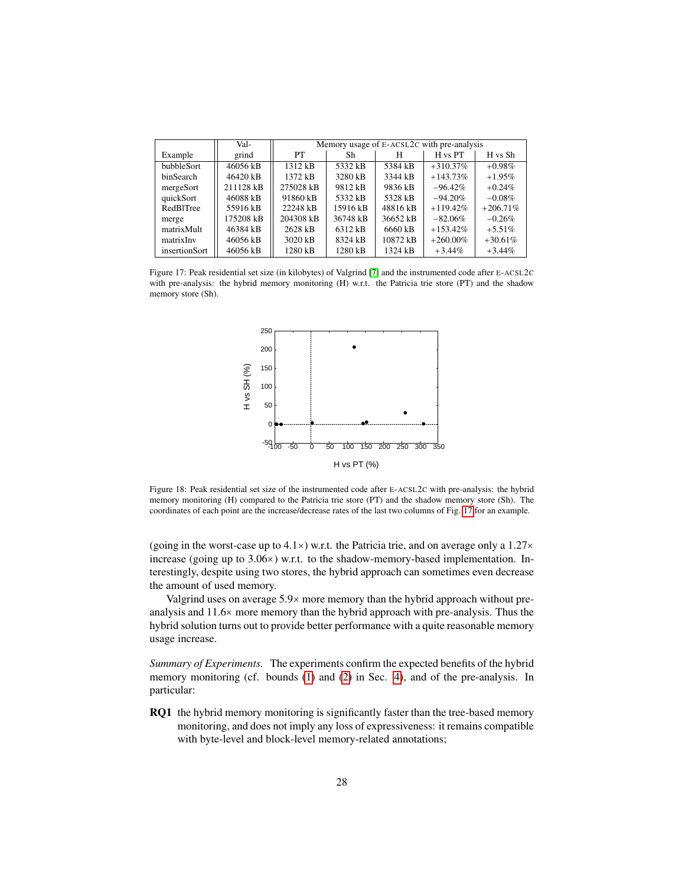| Example | Val-grind | Memory usage of E-ACSL2C with pre-analysis | | | | |
|---|---|---|---|---|---|---|
| | | PT | Sh | H | H vs PT | H vs Sh |
| bubbleSort | 46056 kB | 1312 kB | 5332 kB | 5384 kB | +310.37% | +0.98% |
| binSearch | 46420 kB | 1372 kB | 3280 kB | 3344 kB | +143.73% | +1.95% |
| mergeSort | 211128 kB | 275028 kB | 9812 kB | 9836 kB | −96.42% | +0.24% |
| quickSort | 46088 kB | 91860 kB | 5332 kB | 5328 kB | −94.20% | −0.08% |
| RedBlTree | 55916 kB | 22248 kB | 15916 kB | 48816 kB | +119.42% | +206.71% |
| merge | 175208 kB | 204308 kB | 36748 kB | 36652 kB | −82.06% | −0.26% |
| matrixMult | 46384 kB | 2628 kB | 6312 kB | 6660 kB | +153.42% | +5.51% |
| matrixInv | 46056 kB | 3020 kB | 8324 kB | 10872 kB | +260.00% | +30.61% |
| insertionSort | 46056 kB | 1280 kB | 1280 kB | 1324 kB | +3.44% | +3.44% |

Figure 17: Peak residential set size (in kilobytes) of Valgrind [7] and the instrumented code after E-ACSL2C with pre-analysis: the hybrid memory monitoring (H) w.r.t. the Patricia trie store (PT) and the shadow memory store (Sh).

Figure 18: Peak residential set size of the instrumented code after E-ACSL2C with pre-analysis: the hybrid memory monitoring (H) compared to the Patricia trie store (PT) and the shadow memory store (Sh). The coordinates of each point are the increase/decrease rates of the last two columns of Fig. 17 for an example.

(going in the worst-case up to 4.1×) w.r.t. the Patricia trie, and on average only a 1.27× increase (going up to 3.06×) w.r.t. to the shadow-memory-based implementation. Interestingly, despite using two stores, the hybrid approach can sometimes even decrease the amount of used memory.

Valgrind uses on average 5.9× more memory than the hybrid approach without pre-analysis and 11.6× more memory than the hybrid approach with pre-analysis. Thus the hybrid solution turns out to provide better performance with a quite reasonable memory usage increase.

*Summary of Experiments.* The experiments confirm the expected benefits of the hybrid memory monitoring (cf. bounds (1) and (2) in Sec. 4), and of the pre-analysis. In particular:

**RQ1** the hybrid memory monitoring is significantly faster than the tree-based memory monitoring, and does not imply any loss of expressiveness: it remains compatible with byte-level and block-level memory-related annotations;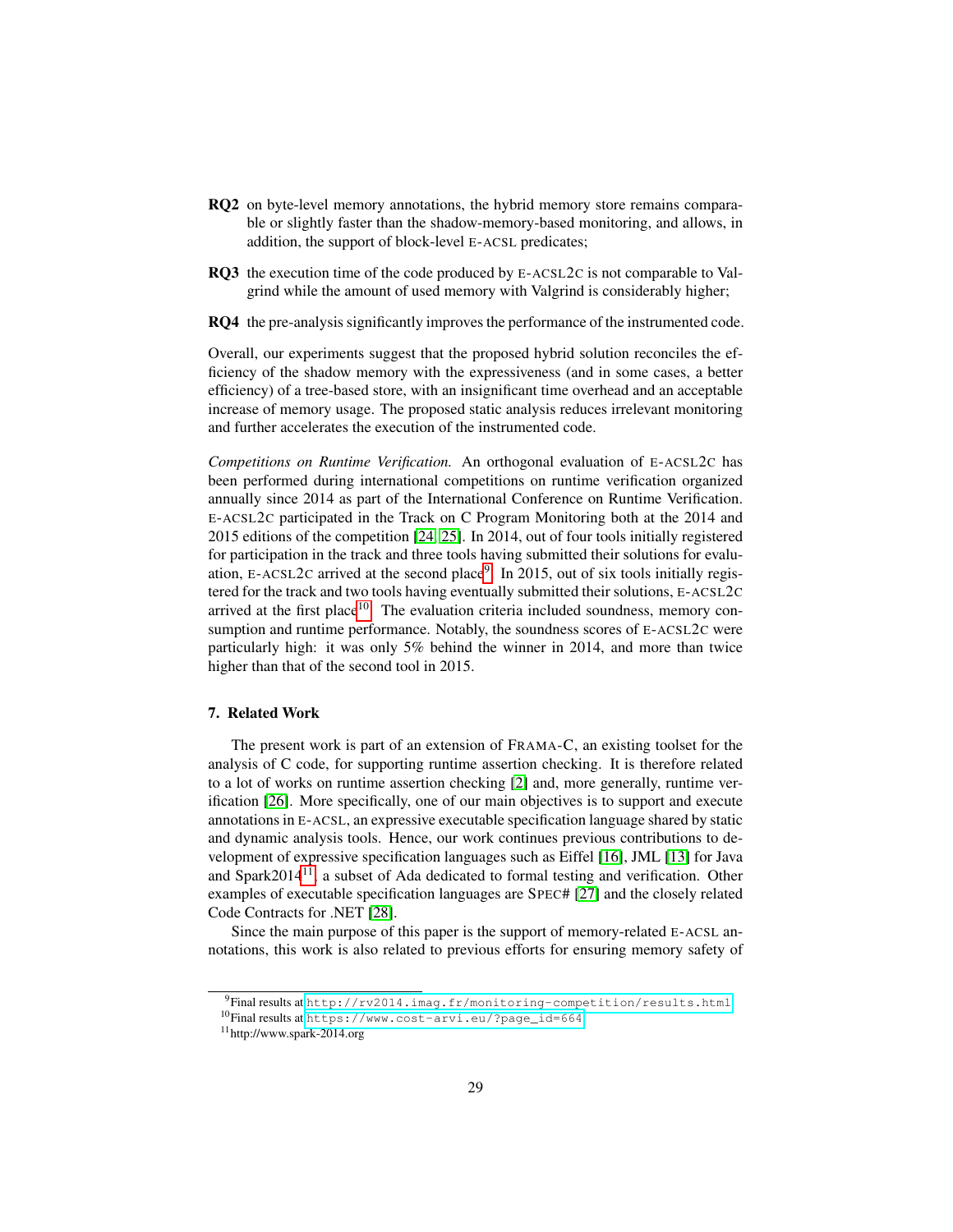**RQ2** on byte-level memory annotations, the hybrid memory store remains comparable or slightly faster than the shadow-memory-based monitoring, and allows, in addition, the support of block-level E-ACSL predicates;

**RQ3** the execution time of the code produced by E-ACSL2C is not comparable to Valgrind while the amount of used memory with Valgrind is considerably higher;

**RQ4** the pre-analysis significantly improves the performance of the instrumented code.

Overall, our experiments suggest that the proposed hybrid solution reconciles the efficiency of the shadow memory with the expressiveness (and in some cases, a better efficiency) of a tree-based store, with an insignificant time overhead and an acceptable increase of memory usage. The proposed static analysis reduces irrelevant monitoring and further accelerates the execution of the instrumented code.

*Competitions on Runtime Verification.* An orthogonal evaluation of E-ACSL2C has been performed during international competitions on runtime verification organized annually since 2014 as part of the International Conference on Runtime Verification. E-ACSL2C participated in the Track on C Program Monitoring both at the 2014 and 2015 editions of the competition [24, 25]. In 2014, out of four tools initially registered for participation in the track and three tools having submitted their solutions for evaluation, E-ACSL2C arrived at the second place[9]. In 2015, out of six tools initially registered for the track and two tools having eventually submitted their solutions, E-ACSL2C arrived at the first place[10]. The evaluation criteria included soundness, memory consumption and runtime performance. Notably, the soundness scores of E-ACSL2C were particularly high: it was only 5% behind the winner in 2014, and more than twice higher than that of the second tool in 2015.

## 7. Related Work

The present work is part of an extension of FRAMA-C, an existing toolset for the analysis of C code, for supporting runtime assertion checking. It is therefore related to a lot of works on runtime assertion checking [2] and, more generally, runtime verification [26]. More specifically, one of our main objectives is to support and execute annotations in E-ACSL, an expressive executable specification language shared by static and dynamic analysis tools. Hence, our work continues previous contributions to development of expressive specification languages such as Eiffel [16], JML [13] for Java and Spark2014[11], a subset of Ada dedicated to formal testing and verification. Other examples of executable specification languages are SPEC# [27] and the closely related Code Contracts for .NET [28].

Since the main purpose of this paper is the support of memory-related E-ACSL annotations, this work is also related to previous efforts for ensuring memory safety of

---

[9] Final results at http://rv2014.imag.fr/monitoring-competition/results.html

[10] Final results at https://www.cost-arvi.eu/?page_id=664

[11] http://www.spark-2014.org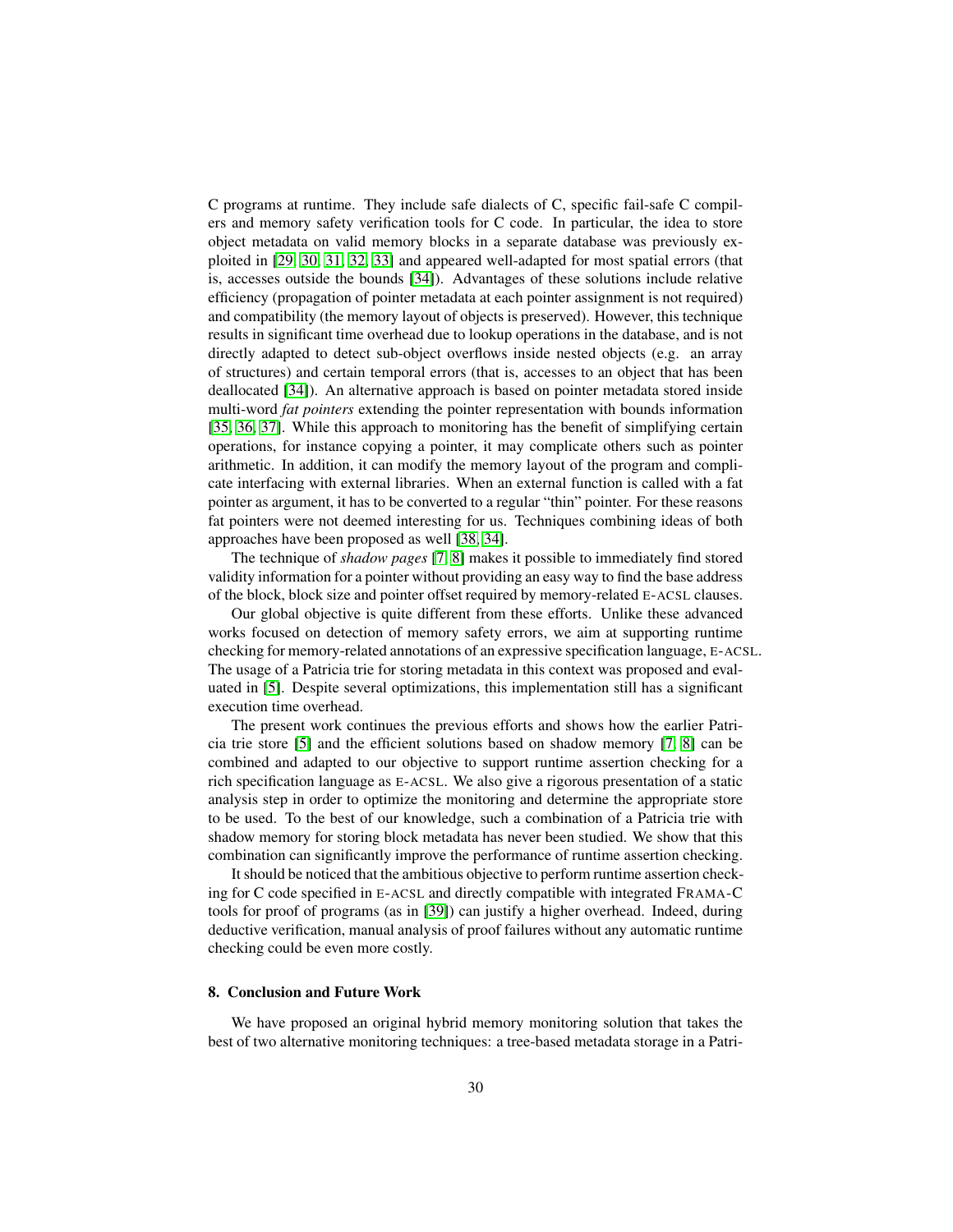C programs at runtime. They include safe dialects of C, specific fail-safe C compilers and memory safety verification tools for C code. In particular, the idea to store object metadata on valid memory blocks in a separate database was previously exploited in [29, 30, 31, 32, 33] and appeared well-adapted for most spatial errors (that is, accesses outside the bounds [34]). Advantages of these solutions include relative efficiency (propagation of pointer metadata at each pointer assignment is not required) and compatibility (the memory layout of objects is preserved). However, this technique results in significant time overhead due to lookup operations in the database, and is not directly adapted to detect sub-object overflows inside nested objects (e.g. an array of structures) and certain temporal errors (that is, accesses to an object that has been deallocated [34]). An alternative approach is based on pointer metadata stored inside multi-word *fat pointers* extending the pointer representation with bounds information [35, 36, 37]. While this approach to monitoring has the benefit of simplifying certain operations, for instance copying a pointer, it may complicate others such as pointer arithmetic. In addition, it can modify the memory layout of the program and complicate interfacing with external libraries. When an external function is called with a fat pointer as argument, it has to be converted to a regular "thin" pointer. For these reasons fat pointers were not deemed interesting for us. Techniques combining ideas of both approaches have been proposed as well [38, 34].

The technique of *shadow pages* [7, 8] makes it possible to immediately find stored validity information for a pointer without providing an easy way to find the base address of the block, block size and pointer offset required by memory-related E-ACSL clauses.

Our global objective is quite different from these efforts. Unlike these advanced works focused on detection of memory safety errors, we aim at supporting runtime checking for memory-related annotations of an expressive specification language, E-ACSL. The usage of a Patricia trie for storing metadata in this context was proposed and evaluated in [5]. Despite several optimizations, this implementation still has a significant execution time overhead.

The present work continues the previous efforts and shows how the earlier Patricia trie store [5] and the efficient solutions based on shadow memory [7, 8] can be combined and adapted to our objective to support runtime assertion checking for a rich specification language as E-ACSL. We also give a rigorous presentation of a static analysis step in order to optimize the monitoring and determine the appropriate store to be used. To the best of our knowledge, such a combination of a Patricia trie with shadow memory for storing block metadata has never been studied. We show that this combination can significantly improve the performance of runtime assertion checking.

It should be noticed that the ambitious objective to perform runtime assertion checking for C code specified in E-ACSL and directly compatible with integrated FRAMA-C tools for proof of programs (as in [39]) can justify a higher overhead. Indeed, during deductive verification, manual analysis of proof failures without any automatic runtime checking could be even more costly.

## 8. Conclusion and Future Work

We have proposed an original hybrid memory monitoring solution that takes the best of two alternative monitoring techniques: a tree-based metadata storage in a Patri-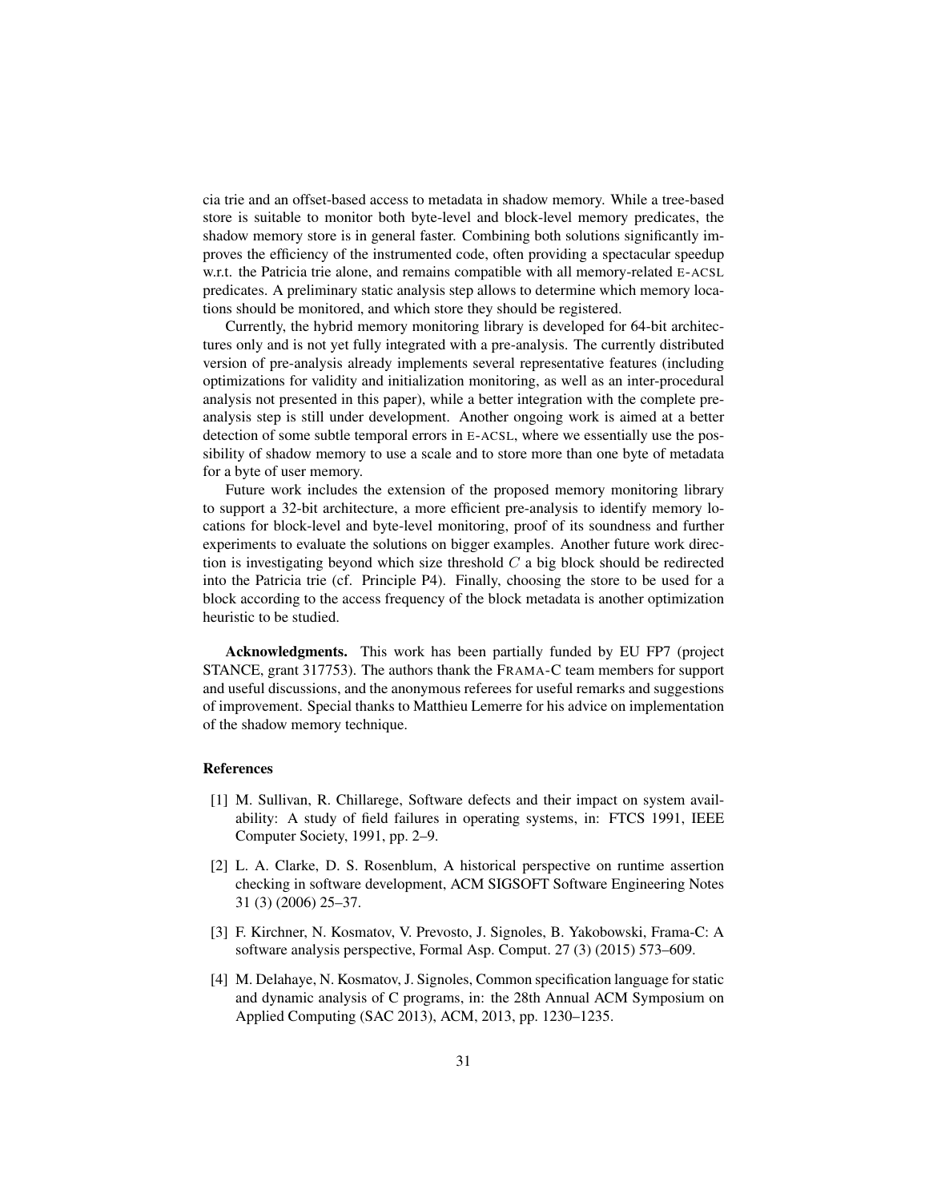cia trie and an offset-based access to metadata in shadow memory. While a tree-based store is suitable to monitor both byte-level and block-level memory predicates, the shadow memory store is in general faster. Combining both solutions significantly improves the efficiency of the instrumented code, often providing a spectacular speedup w.r.t. the Patricia trie alone, and remains compatible with all memory-related E-ACSL predicates. A preliminary static analysis step allows to determine which memory locations should be monitored, and which store they should be registered.

Currently, the hybrid memory monitoring library is developed for 64-bit architectures only and is not yet fully integrated with a pre-analysis. The currently distributed version of pre-analysis already implements several representative features (including optimizations for validity and initialization monitoring, as well as an inter-procedural analysis not presented in this paper), while a better integration with the complete pre-analysis step is still under development. Another ongoing work is aimed at a better detection of some subtle temporal errors in E-ACSL, where we essentially use the possibility of shadow memory to use a scale and to store more than one byte of metadata for a byte of user memory.

Future work includes the extension of the proposed memory monitoring library to support a 32-bit architecture, a more efficient pre-analysis to identify memory locations for block-level and byte-level monitoring, proof of its soundness and further experiments to evaluate the solutions on bigger examples. Another future work direction is investigating beyond which size threshold $C$ a big block should be redirected into the Patricia trie (cf. Principle P4). Finally, choosing the store to be used for a block according to the access frequency of the block metadata is another optimization heuristic to be studied.

**Acknowledgments.** This work has been partially funded by EU FP7 (project STANCE, grant 317753). The authors thank the FRAMA-C team members for support and useful discussions, and the anonymous referees for useful remarks and suggestions of improvement. Special thanks to Matthieu Lemerre for his advice on implementation of the shadow memory technique.

## References

[1] M. Sullivan, R. Chillarege, Software defects and their impact on system availability: A study of field failures in operating systems, in: FTCS 1991, IEEE Computer Society, 1991, pp. 2–9.

[2] L. A. Clarke, D. S. Rosenblum, A historical perspective on runtime assertion checking in software development, ACM SIGSOFT Software Engineering Notes 31 (3) (2006) 25–37.

[3] F. Kirchner, N. Kosmatov, V. Prevosto, J. Signoles, B. Yakobowski, Frama-C: A software analysis perspective, Formal Asp. Comput. 27 (3) (2015) 573–609.

[4] M. Delahaye, N. Kosmatov, J. Signoles, Common specification language for static and dynamic analysis of C programs, in: the 28th Annual ACM Symposium on Applied Computing (SAC 2013), ACM, 2013, pp. 1230–1235.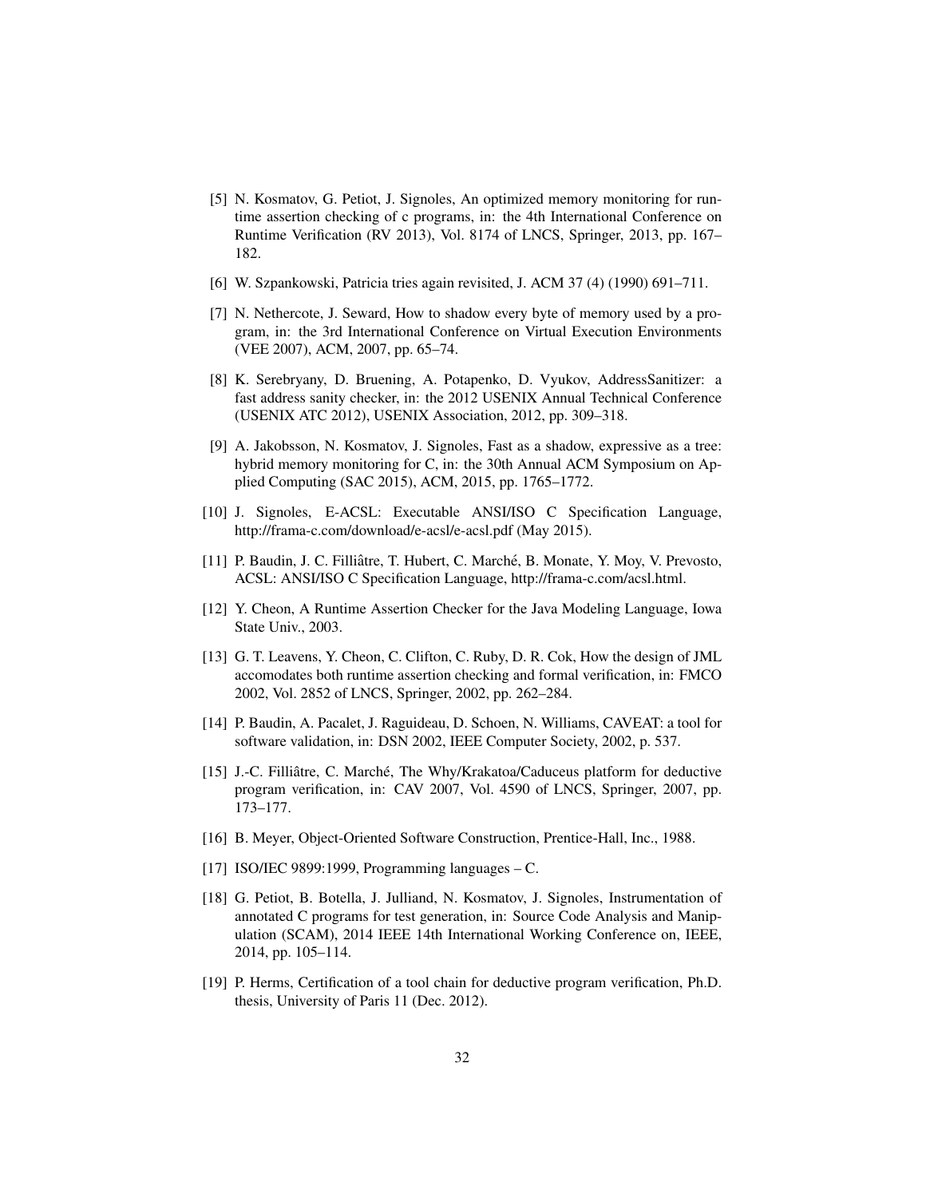[5] N. Kosmatov, G. Petiot, J. Signoles, An optimized memory monitoring for runtime assertion checking of c programs, in: the 4th International Conference on Runtime Verification (RV 2013), Vol. 8174 of LNCS, Springer, 2013, pp. 167–182.

[6] W. Szpankowski, Patricia tries again revisited, J. ACM 37 (4) (1990) 691–711.

[7] N. Nethercote, J. Seward, How to shadow every byte of memory used by a program, in: the 3rd International Conference on Virtual Execution Environments (VEE 2007), ACM, 2007, pp. 65–74.

[8] K. Serebryany, D. Bruening, A. Potapenko, D. Vyukov, AddressSanitizer: a fast address sanity checker, in: the 2012 USENIX Annual Technical Conference (USENIX ATC 2012), USENIX Association, 2012, pp. 309–318.

[9] A. Jakobsson, N. Kosmatov, J. Signoles, Fast as a shadow, expressive as a tree: hybrid memory monitoring for C, in: the 30th Annual ACM Symposium on Applied Computing (SAC 2015), ACM, 2015, pp. 1765–1772.

[10] J. Signoles, E-ACSL: Executable ANSI/ISO C Specification Language, http://frama-c.com/download/e-acsl/e-acsl.pdf (May 2015).

[11] P. Baudin, J. C. Filliâtre, T. Hubert, C. Marché, B. Monate, Y. Moy, V. Prevosto, ACSL: ANSI/ISO C Specification Language, http://frama-c.com/acsl.html.

[12] Y. Cheon, A Runtime Assertion Checker for the Java Modeling Language, Iowa State Univ., 2003.

[13] G. T. Leavens, Y. Cheon, C. Clifton, C. Ruby, D. R. Cok, How the design of JML accomodates both runtime assertion checking and formal verification, in: FMCO 2002, Vol. 2852 of LNCS, Springer, 2002, pp. 262–284.

[14] P. Baudin, A. Pacalet, J. Raguideau, D. Schoen, N. Williams, CAVEAT: a tool for software validation, in: DSN 2002, IEEE Computer Society, 2002, p. 537.

[15] J.-C. Filliâtre, C. Marché, The Why/Krakatoa/Caduceus platform for deductive program verification, in: CAV 2007, Vol. 4590 of LNCS, Springer, 2007, pp. 173–177.

[16] B. Meyer, Object-Oriented Software Construction, Prentice-Hall, Inc., 1988.

[17] ISO/IEC 9899:1999, Programming languages – C.

[18] G. Petiot, B. Botella, J. Julliand, N. Kosmatov, J. Signoles, Instrumentation of annotated C programs for test generation, in: Source Code Analysis and Manipulation (SCAM), 2014 IEEE 14th International Working Conference on, IEEE, 2014, pp. 105–114.

[19] P. Herms, Certification of a tool chain for deductive program verification, Ph.D. thesis, University of Paris 11 (Dec. 2012).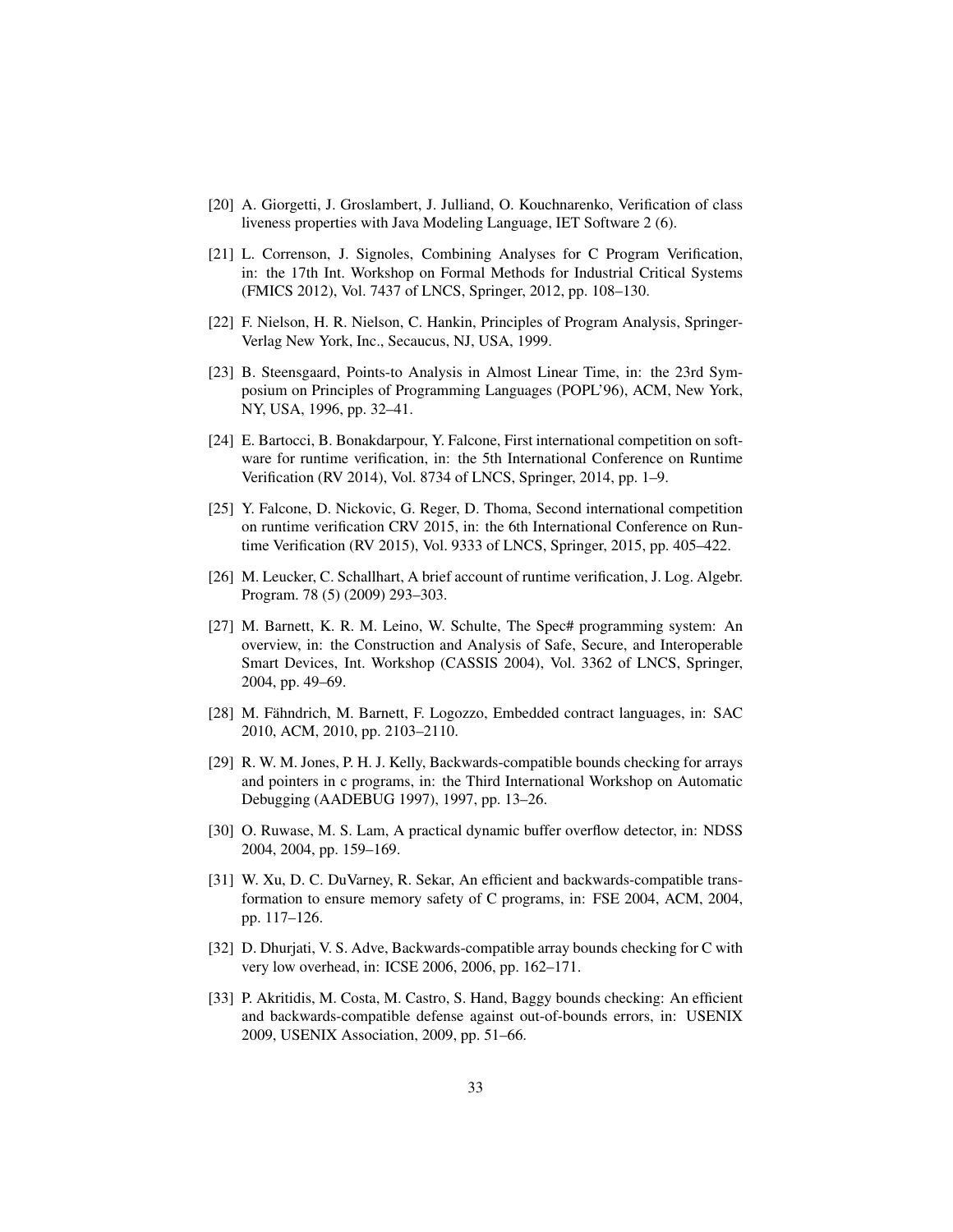[20] A. Giorgetti, J. Groslambert, J. Julliand, O. Kouchnarenko, Verification of class liveness properties with Java Modeling Language, IET Software 2 (6).

[21] L. Correnson, J. Signoles, Combining Analyses for C Program Verification, in: the 17th Int. Workshop on Formal Methods for Industrial Critical Systems (FMICS 2012), Vol. 7437 of LNCS, Springer, 2012, pp. 108–130.

[22] F. Nielson, H. R. Nielson, C. Hankin, Principles of Program Analysis, Springer-Verlag New York, Inc., Secaucus, NJ, USA, 1999.

[23] B. Steensgaard, Points-to Analysis in Almost Linear Time, in: the 23rd Symposium on Principles of Programming Languages (POPL'96), ACM, New York, NY, USA, 1996, pp. 32–41.

[24] E. Bartocci, B. Bonakdarpour, Y. Falcone, First international competition on software for runtime verification, in: the 5th International Conference on Runtime Verification (RV 2014), Vol. 8734 of LNCS, Springer, 2014, pp. 1–9.

[25] Y. Falcone, D. Nickovic, G. Reger, D. Thoma, Second international competition on runtime verification CRV 2015, in: the 6th International Conference on Runtime Verification (RV 2015), Vol. 9333 of LNCS, Springer, 2015, pp. 405–422.

[26] M. Leucker, C. Schallhart, A brief account of runtime verification, J. Log. Algebr. Program. 78 (5) (2009) 293–303.

[27] M. Barnett, K. R. M. Leino, W. Schulte, The Spec# programming system: An overview, in: the Construction and Analysis of Safe, Secure, and Interoperable Smart Devices, Int. Workshop (CASSIS 2004), Vol. 3362 of LNCS, Springer, 2004, pp. 49–69.

[28] M. Fähndrich, M. Barnett, F. Logozzo, Embedded contract languages, in: SAC 2010, ACM, 2010, pp. 2103–2110.

[29] R. W. M. Jones, P. H. J. Kelly, Backwards-compatible bounds checking for arrays and pointers in c programs, in: the Third International Workshop on Automatic Debugging (AADEBUG 1997), 1997, pp. 13–26.

[30] O. Ruwase, M. S. Lam, A practical dynamic buffer overflow detector, in: NDSS 2004, 2004, pp. 159–169.

[31] W. Xu, D. C. DuVarney, R. Sekar, An efficient and backwards-compatible transformation to ensure memory safety of C programs, in: FSE 2004, ACM, 2004, pp. 117–126.

[32] D. Dhurjati, V. S. Adve, Backwards-compatible array bounds checking for C with very low overhead, in: ICSE 2006, 2006, pp. 162–171.

[33] P. Akritidis, M. Costa, M. Castro, S. Hand, Baggy bounds checking: An efficient and backwards-compatible defense against out-of-bounds errors, in: USENIX 2009, USENIX Association, 2009, pp. 51–66.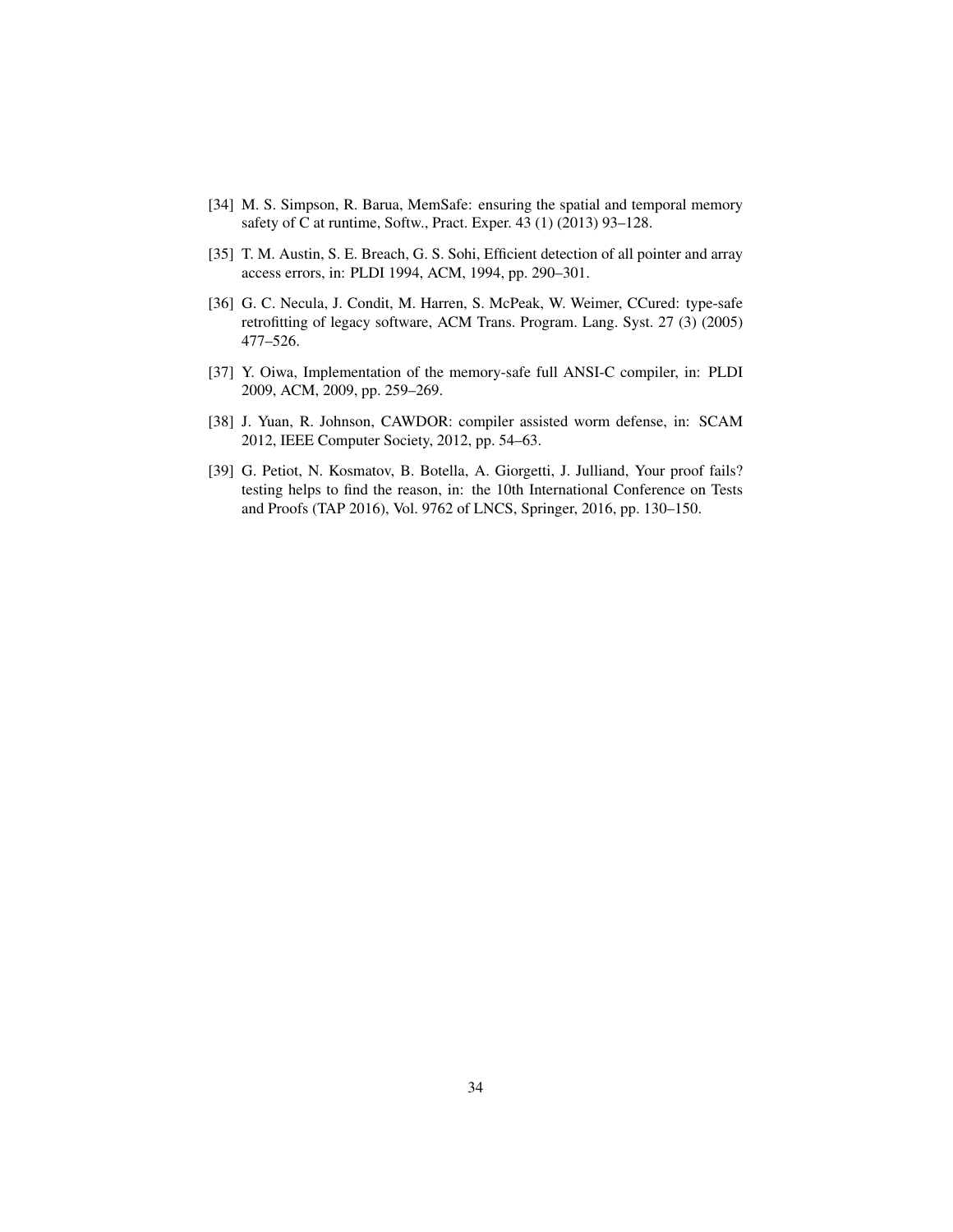[34] M. S. Simpson, R. Barua, MemSafe: ensuring the spatial and temporal memory safety of C at runtime, Softw., Pract. Exper. 43 (1) (2013) 93–128.

[35] T. M. Austin, S. E. Breach, G. S. Sohi, Efficient detection of all pointer and array access errors, in: PLDI 1994, ACM, 1994, pp. 290–301.

[36] G. C. Necula, J. Condit, M. Harren, S. McPeak, W. Weimer, CCured: type-safe retrofitting of legacy software, ACM Trans. Program. Lang. Syst. 27 (3) (2005) 477–526.

[37] Y. Oiwa, Implementation of the memory-safe full ANSI-C compiler, in: PLDI 2009, ACM, 2009, pp. 259–269.

[38] J. Yuan, R. Johnson, CAWDOR: compiler assisted worm defense, in: SCAM 2012, IEEE Computer Society, 2012, pp. 54–63.

[39] G. Petiot, N. Kosmatov, B. Botella, A. Giorgetti, J. Julliand, Your proof fails? testing helps to find the reason, in: the 10th International Conference on Tests and Proofs (TAP 2016), Vol. 9762 of LNCS, Springer, 2016, pp. 130–150.